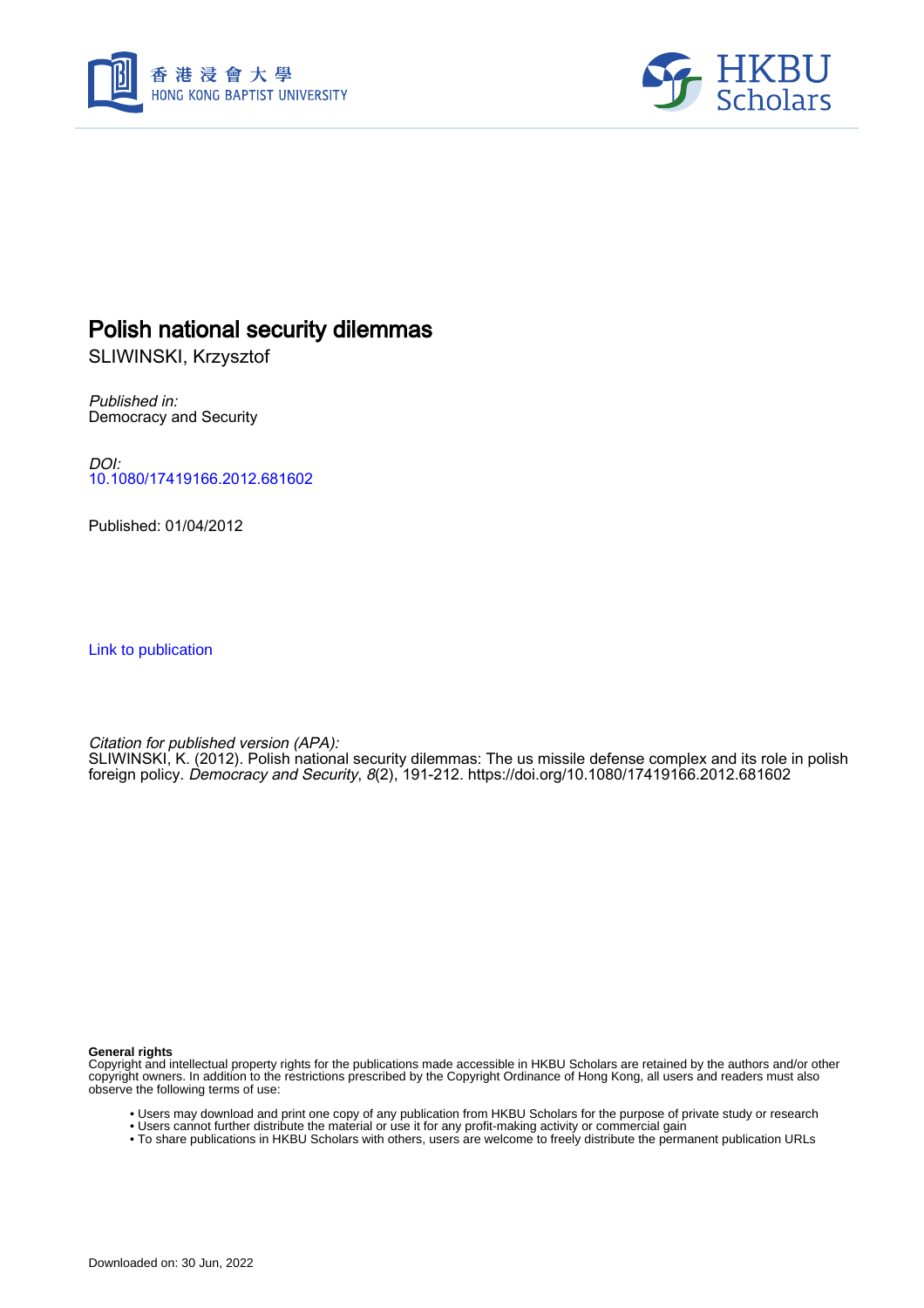# Polish national security dilemmas

SLIWINSKI, Krzysztof

*Published in:*
Democracy and Security

*DOI:*
10.1080/17419166.2012.681602

Published: 01/04/2012

Link to publication

*Citation for published version (APA):*
SLIWINSKI, K. (2012). Polish national security dilemmas: The us missile defense complex and its role in polish foreign policy. *Democracy and Security*, *8*(2), 191-212. https://doi.org/10.1080/17419166.2012.681602

**General rights**
Copyright and intellectual property rights for the publications made accessible in HKBU Scholars are retained by the authors and/or other copyright owners. In addition to the restrictions prescribed by the Copyright Ordinance of Hong Kong, all users and readers must also observe the following terms of use:

- Users may download and print one copy of any publication from HKBU Scholars for the purpose of private study or research
- Users cannot further distribute the material or use it for any profit-making activity or commercial gain
- To share publications in HKBU Scholars with others, users are welcome to freely distribute the permanent publication URLs

Downloaded on: 30 Jun, 2022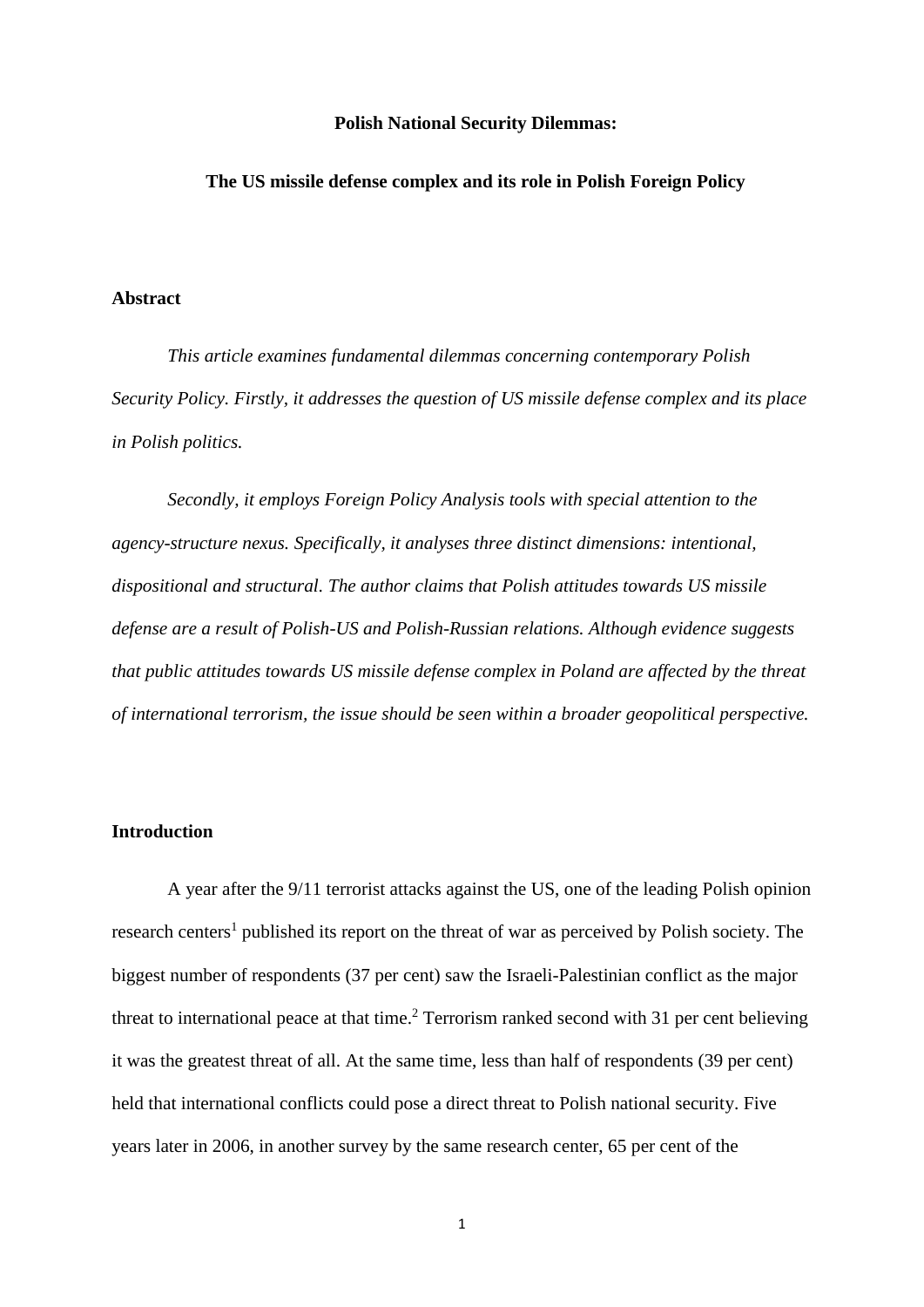**Polish National Security Dilemmas:**

**The US missile defense complex and its role in Polish Foreign Policy**

## Abstract

*This article examines fundamental dilemmas concerning contemporary Polish Security Policy. Firstly, it addresses the question of US missile defense complex and its place in Polish politics.*

*Secondly, it employs Foreign Policy Analysis tools with special attention to the agency-structure nexus. Specifically, it analyses three distinct dimensions: intentional, dispositional and structural. The author claims that Polish attitudes towards US missile defense are a result of Polish-US and Polish-Russian relations. Although evidence suggests that public attitudes towards US missile defense complex in Poland are affected by the threat of international terrorism, the issue should be seen within a broader geopolitical perspective.*

## Introduction

A year after the 9/11 terrorist attacks against the US, one of the leading Polish opinion research centers[1] published its report on the threat of war as perceived by Polish society. The biggest number of respondents (37 per cent) saw the Israeli-Palestinian conflict as the major threat to international peace at that time.[2] Terrorism ranked second with 31 per cent believing it was the greatest threat of all. At the same time, less than half of respondents (39 per cent) held that international conflicts could pose a direct threat to Polish national security. Five years later in 2006, in another survey by the same research center, 65 per cent of the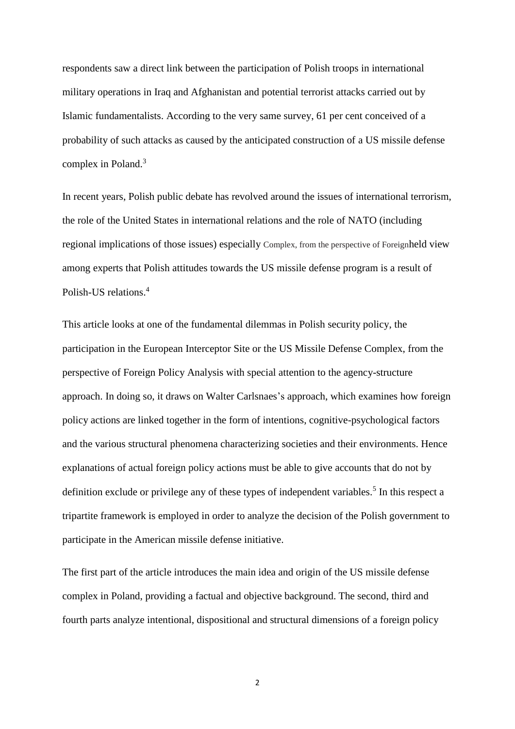respondents saw a direct link between the participation of Polish troops in international military operations in Iraq and Afghanistan and potential terrorist attacks carried out by Islamic fundamentalists. According to the very same survey, 61 per cent conceived of a probability of such attacks as caused by the anticipated construction of a US missile defense complex in Poland.[3]

In recent years, Polish public debate has revolved around the issues of international terrorism, the role of the United States in international relations and the role of NATO (including regional implications of those issues) especially Complex, from the perspective of Foreignheld view among experts that Polish attitudes towards the US missile defense program is a result of Polish-US relations.[4]

This article looks at one of the fundamental dilemmas in Polish security policy, the participation in the European Interceptor Site or the US Missile Defense Complex, from the perspective of Foreign Policy Analysis with special attention to the agency-structure approach. In doing so, it draws on Walter Carlsnaes's approach, which examines how foreign policy actions are linked together in the form of intentions, cognitive-psychological factors and the various structural phenomena characterizing societies and their environments. Hence explanations of actual foreign policy actions must be able to give accounts that do not by definition exclude or privilege any of these types of independent variables.[5] In this respect a tripartite framework is employed in order to analyze the decision of the Polish government to participate in the American missile defense initiative.

The first part of the article introduces the main idea and origin of the US missile defense complex in Poland, providing a factual and objective background. The second, third and fourth parts analyze intentional, dispositional and structural dimensions of a foreign policy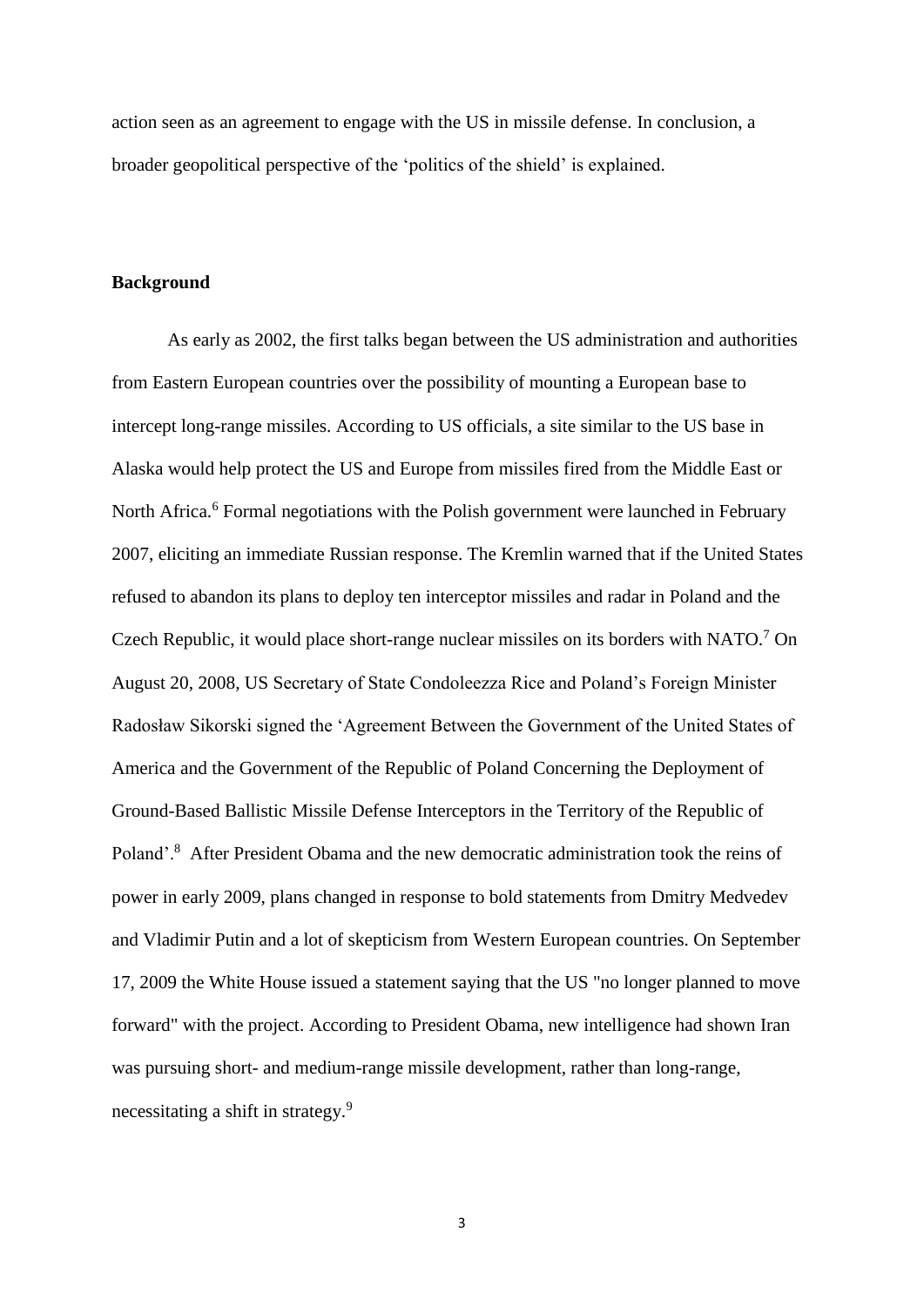action seen as an agreement to engage with the US in missile defense. In conclusion, a broader geopolitical perspective of the 'politics of the shield' is explained.

## Background

As early as 2002, the first talks began between the US administration and authorities from Eastern European countries over the possibility of mounting a European base to intercept long-range missiles. According to US officials, a site similar to the US base in Alaska would help protect the US and Europe from missiles fired from the Middle East or North Africa.[6] Formal negotiations with the Polish government were launched in February 2007, eliciting an immediate Russian response. The Kremlin warned that if the United States refused to abandon its plans to deploy ten interceptor missiles and radar in Poland and the Czech Republic, it would place short-range nuclear missiles on its borders with NATO.[7] On August 20, 2008, US Secretary of State Condoleezza Rice and Poland's Foreign Minister Radosław Sikorski signed the 'Agreement Between the Government of the United States of America and the Government of the Republic of Poland Concerning the Deployment of Ground-Based Ballistic Missile Defense Interceptors in the Territory of the Republic of Poland'.[8] After President Obama and the new democratic administration took the reins of power in early 2009, plans changed in response to bold statements from Dmitry Medvedev and Vladimir Putin and a lot of skepticism from Western European countries. On September 17, 2009 the White House issued a statement saying that the US "no longer planned to move forward" with the project. According to President Obama, new intelligence had shown Iran was pursuing short- and medium-range missile development, rather than long-range, necessitating a shift in strategy.[9]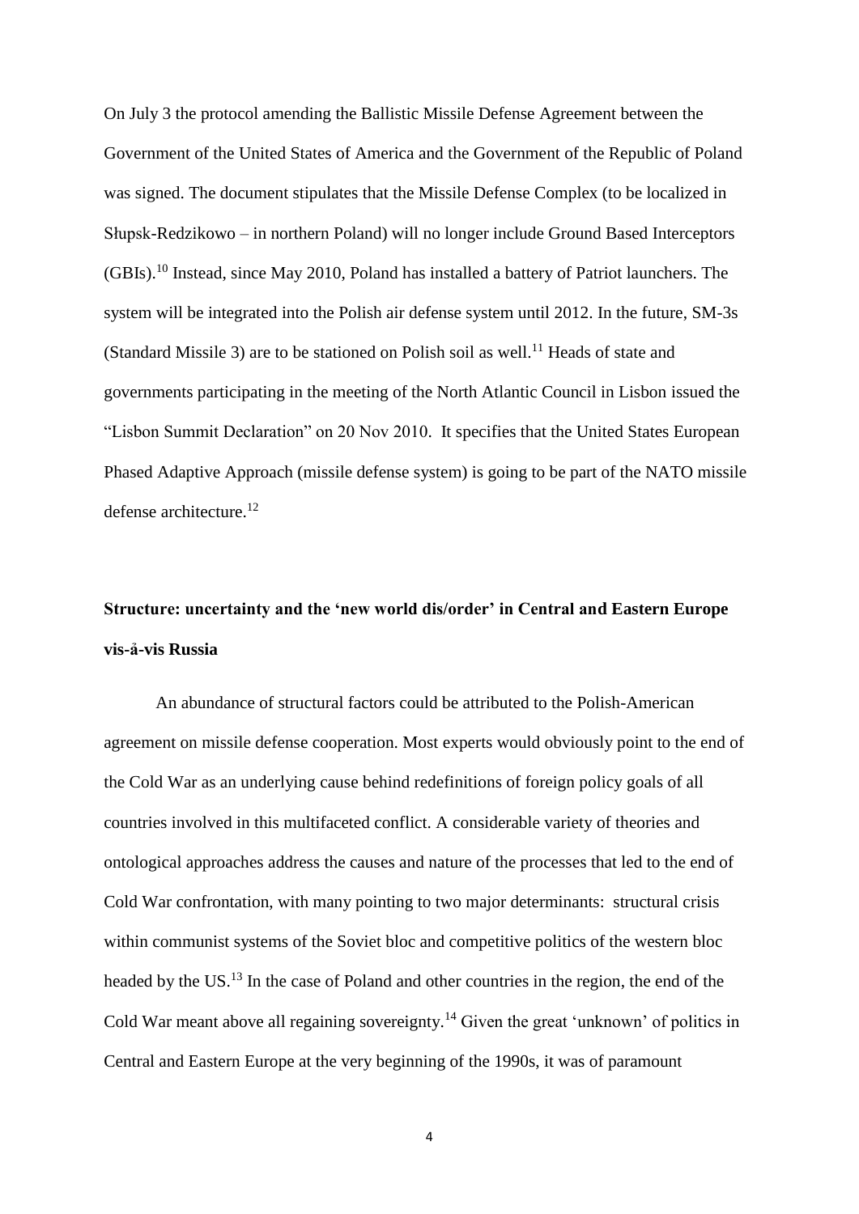On July 3 the protocol amending the Ballistic Missile Defense Agreement between the Government of the United States of America and the Government of the Republic of Poland was signed. The document stipulates that the Missile Defense Complex (to be localized in Słupsk-Redzikowo – in northern Poland) will no longer include Ground Based Interceptors (GBIs).[10] Instead, since May 2010, Poland has installed a battery of Patriot launchers. The system will be integrated into the Polish air defense system until 2012. In the future, SM-3s (Standard Missile 3) are to be stationed on Polish soil as well.[11] Heads of state and governments participating in the meeting of the North Atlantic Council in Lisbon issued the "Lisbon Summit Declaration" on 20 Nov 2010. It specifies that the United States European Phased Adaptive Approach (missile defense system) is going to be part of the NATO missile defense architecture.[12]

## Structure: uncertainty and the 'new world dis/order' in Central and Eastern Europe vis-å-vis Russia

An abundance of structural factors could be attributed to the Polish-American agreement on missile defense cooperation. Most experts would obviously point to the end of the Cold War as an underlying cause behind redefinitions of foreign policy goals of all countries involved in this multifaceted conflict. A considerable variety of theories and ontological approaches address the causes and nature of the processes that led to the end of Cold War confrontation, with many pointing to two major determinants: structural crisis within communist systems of the Soviet bloc and competitive politics of the western bloc headed by the US.[13] In the case of Poland and other countries in the region, the end of the Cold War meant above all regaining sovereignty.[14] Given the great 'unknown' of politics in Central and Eastern Europe at the very beginning of the 1990s, it was of paramount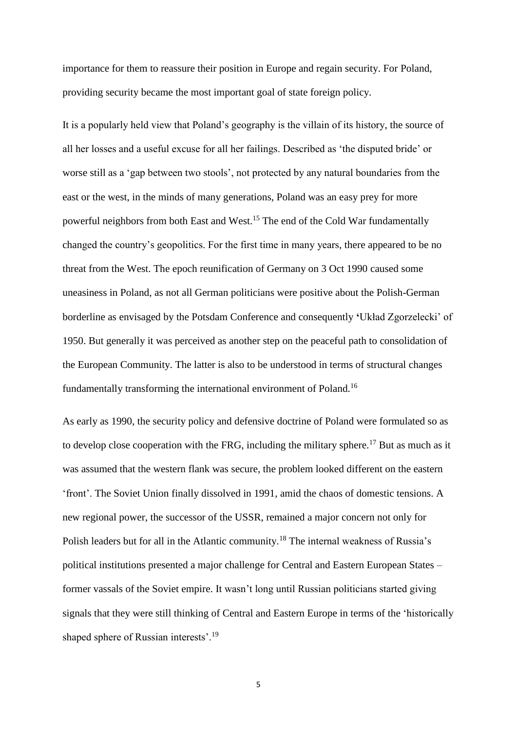importance for them to reassure their position in Europe and regain security. For Poland, providing security became the most important goal of state foreign policy.

It is a popularly held view that Poland's geography is the villain of its history, the source of all her losses and a useful excuse for all her failings. Described as 'the disputed bride' or worse still as a 'gap between two stools', not protected by any natural boundaries from the east or the west, in the minds of many generations, Poland was an easy prey for more powerful neighbors from both East and West.[15] The end of the Cold War fundamentally changed the country's geopolitics. For the first time in many years, there appeared to be no threat from the West. The epoch reunification of Germany on 3 Oct 1990 caused some uneasiness in Poland, as not all German politicians were positive about the Polish-German borderline as envisaged by the Potsdam Conference and consequently 'Układ Zgorzelecki' of 1950. But generally it was perceived as another step on the peaceful path to consolidation of the European Community. The latter is also to be understood in terms of structural changes fundamentally transforming the international environment of Poland.[16]

As early as 1990, the security policy and defensive doctrine of Poland were formulated so as to develop close cooperation with the FRG, including the military sphere.[17] But as much as it was assumed that the western flank was secure, the problem looked different on the eastern 'front'. The Soviet Union finally dissolved in 1991, amid the chaos of domestic tensions. A new regional power, the successor of the USSR, remained a major concern not only for Polish leaders but for all in the Atlantic community.[18] The internal weakness of Russia's political institutions presented a major challenge for Central and Eastern European States – former vassals of the Soviet empire. It wasn't long until Russian politicians started giving signals that they were still thinking of Central and Eastern Europe in terms of the 'historically shaped sphere of Russian interests'.[19]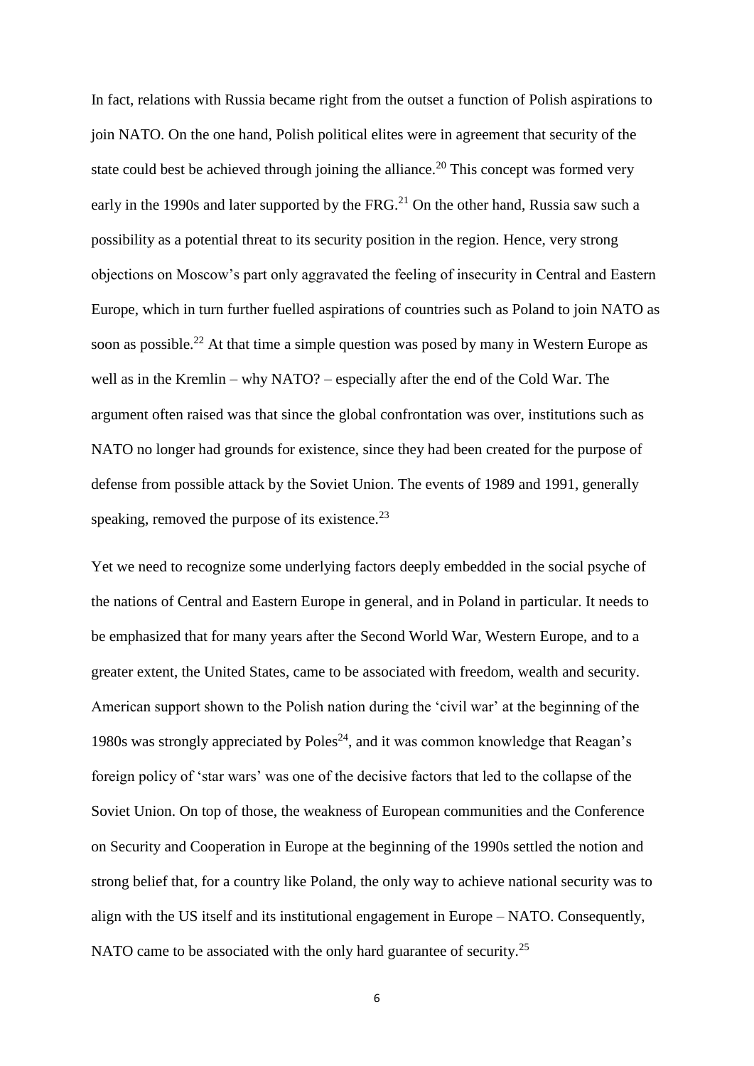In fact, relations with Russia became right from the outset a function of Polish aspirations to join NATO. On the one hand, Polish political elites were in agreement that security of the state could best be achieved through joining the alliance.[20] This concept was formed very early in the 1990s and later supported by the FRG.[21] On the other hand, Russia saw such a possibility as a potential threat to its security position in the region. Hence, very strong objections on Moscow's part only aggravated the feeling of insecurity in Central and Eastern Europe, which in turn further fuelled aspirations of countries such as Poland to join NATO as soon as possible.[22] At that time a simple question was posed by many in Western Europe as well as in the Kremlin – why NATO? – especially after the end of the Cold War. The argument often raised was that since the global confrontation was over, institutions such as NATO no longer had grounds for existence, since they had been created for the purpose of defense from possible attack by the Soviet Union. The events of 1989 and 1991, generally speaking, removed the purpose of its existence.[23]

Yet we need to recognize some underlying factors deeply embedded in the social psyche of the nations of Central and Eastern Europe in general, and in Poland in particular. It needs to be emphasized that for many years after the Second World War, Western Europe, and to a greater extent, the United States, came to be associated with freedom, wealth and security. American support shown to the Polish nation during the 'civil war' at the beginning of the 1980s was strongly appreciated by Poles[24], and it was common knowledge that Reagan's foreign policy of 'star wars' was one of the decisive factors that led to the collapse of the Soviet Union. On top of those, the weakness of European communities and the Conference on Security and Cooperation in Europe at the beginning of the 1990s settled the notion and strong belief that, for a country like Poland, the only way to achieve national security was to align with the US itself and its institutional engagement in Europe – NATO. Consequently, NATO came to be associated with the only hard guarantee of security.[25]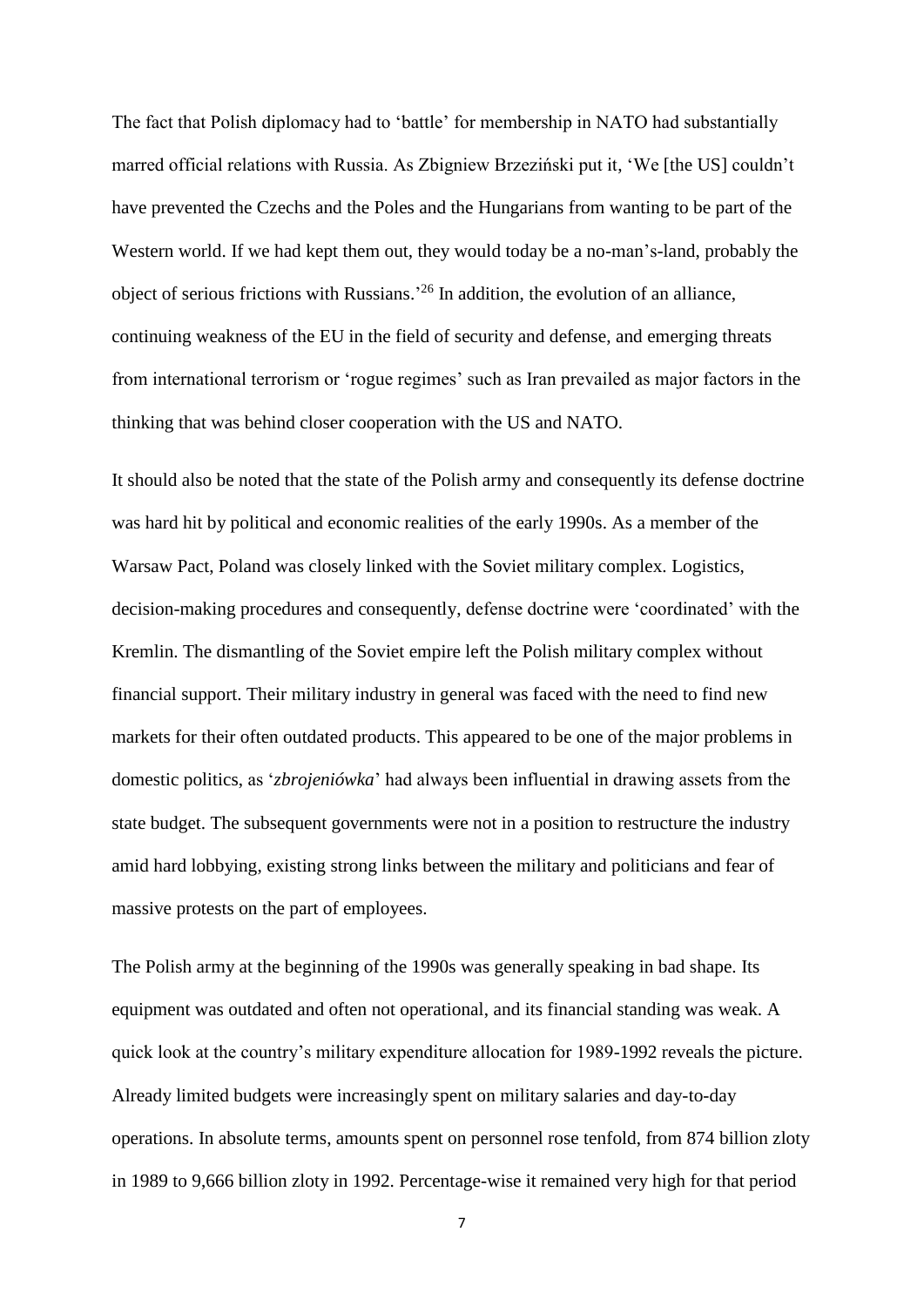The fact that Polish diplomacy had to 'battle' for membership in NATO had substantially marred official relations with Russia. As Zbigniew Brzeziński put it, 'We [the US] couldn't have prevented the Czechs and the Poles and the Hungarians from wanting to be part of the Western world. If we had kept them out, they would today be a no-man's-land, probably the object of serious frictions with Russians.'[26] In addition, the evolution of an alliance, continuing weakness of the EU in the field of security and defense, and emerging threats from international terrorism or 'rogue regimes' such as Iran prevailed as major factors in the thinking that was behind closer cooperation with the US and NATO.

It should also be noted that the state of the Polish army and consequently its defense doctrine was hard hit by political and economic realities of the early 1990s. As a member of the Warsaw Pact, Poland was closely linked with the Soviet military complex. Logistics, decision-making procedures and consequently, defense doctrine were 'coordinated' with the Kremlin. The dismantling of the Soviet empire left the Polish military complex without financial support. Their military industry in general was faced with the need to find new markets for their often outdated products. This appeared to be one of the major problems in domestic politics, as '*zbrojeniówka*' had always been influential in drawing assets from the state budget. The subsequent governments were not in a position to restructure the industry amid hard lobbying, existing strong links between the military and politicians and fear of massive protests on the part of employees.

The Polish army at the beginning of the 1990s was generally speaking in bad shape. Its equipment was outdated and often not operational, and its financial standing was weak. A quick look at the country's military expenditure allocation for 1989-1992 reveals the picture. Already limited budgets were increasingly spent on military salaries and day-to-day operations. In absolute terms, amounts spent on personnel rose tenfold, from 874 billion zloty in 1989 to 9,666 billion zloty in 1992. Percentage-wise it remained very high for that period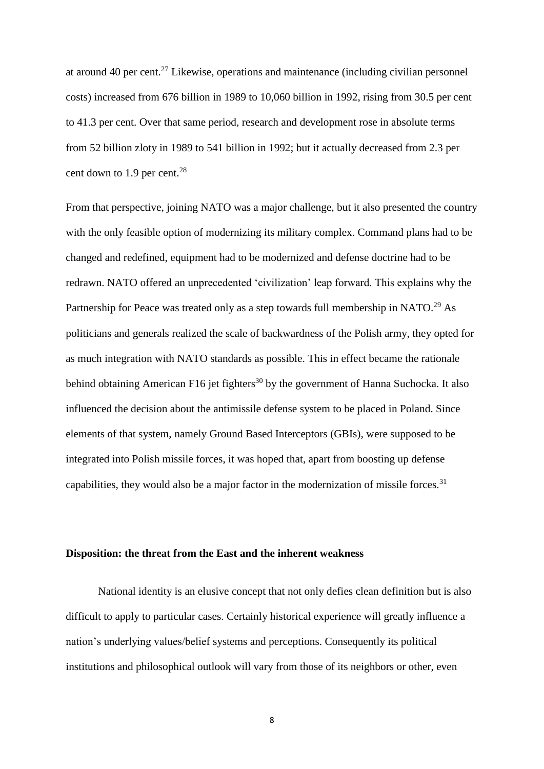at around 40 per cent.[27] Likewise, operations and maintenance (including civilian personnel costs) increased from 676 billion in 1989 to 10,060 billion in 1992, rising from 30.5 per cent to 41.3 per cent. Over that same period, research and development rose in absolute terms from 52 billion zloty in 1989 to 541 billion in 1992; but it actually decreased from 2.3 per cent down to 1.9 per cent.[28]

From that perspective, joining NATO was a major challenge, but it also presented the country with the only feasible option of modernizing its military complex. Command plans had to be changed and redefined, equipment had to be modernized and defense doctrine had to be redrawn. NATO offered an unprecedented 'civilization' leap forward. This explains why the Partnership for Peace was treated only as a step towards full membership in NATO.[29] As politicians and generals realized the scale of backwardness of the Polish army, they opted for as much integration with NATO standards as possible. This in effect became the rationale behind obtaining American F16 jet fighters[30] by the government of Hanna Suchocka. It also influenced the decision about the antimissile defense system to be placed in Poland. Since elements of that system, namely Ground Based Interceptors (GBIs), were supposed to be integrated into Polish missile forces, it was hoped that, apart from boosting up defense capabilities, they would also be a major factor in the modernization of missile forces.[31]

## Disposition: the threat from the East and the inherent weakness

National identity is an elusive concept that not only defies clean definition but is also difficult to apply to particular cases. Certainly historical experience will greatly influence a nation's underlying values/belief systems and perceptions. Consequently its political institutions and philosophical outlook will vary from those of its neighbors or other, even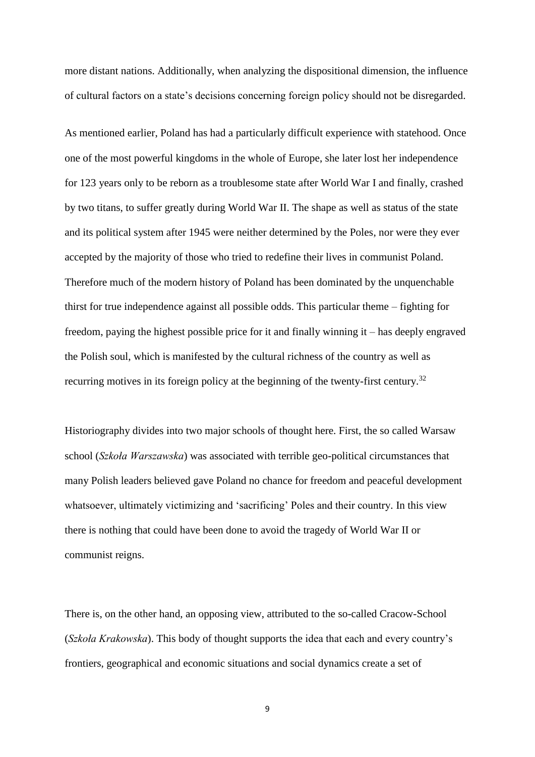more distant nations. Additionally, when analyzing the dispositional dimension, the influence of cultural factors on a state's decisions concerning foreign policy should not be disregarded.

As mentioned earlier, Poland has had a particularly difficult experience with statehood. Once one of the most powerful kingdoms in the whole of Europe, she later lost her independence for 123 years only to be reborn as a troublesome state after World War I and finally, crashed by two titans, to suffer greatly during World War II. The shape as well as status of the state and its political system after 1945 were neither determined by the Poles, nor were they ever accepted by the majority of those who tried to redefine their lives in communist Poland. Therefore much of the modern history of Poland has been dominated by the unquenchable thirst for true independence against all possible odds. This particular theme – fighting for freedom, paying the highest possible price for it and finally winning it – has deeply engraved the Polish soul, which is manifested by the cultural richness of the country as well as recurring motives in its foreign policy at the beginning of the twenty-first century.[32]

Historiography divides into two major schools of thought here. First, the so called Warsaw school (*Szkoła Warszawska*) was associated with terrible geo-political circumstances that many Polish leaders believed gave Poland no chance for freedom and peaceful development whatsoever, ultimately victimizing and 'sacrificing' Poles and their country. In this view there is nothing that could have been done to avoid the tragedy of World War II or communist reigns.

There is, on the other hand, an opposing view, attributed to the so-called Cracow-School (*Szkoła Krakowska*). This body of thought supports the idea that each and every country's frontiers, geographical and economic situations and social dynamics create a set of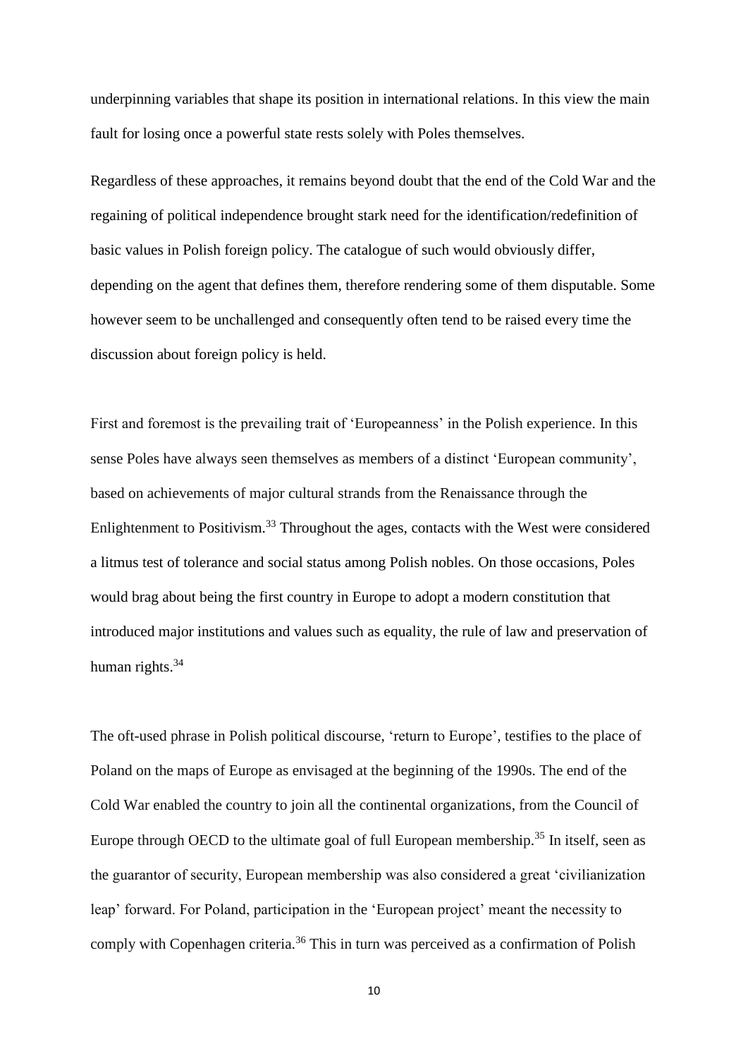underpinning variables that shape its position in international relations. In this view the main fault for losing once a powerful state rests solely with Poles themselves.

Regardless of these approaches, it remains beyond doubt that the end of the Cold War and the regaining of political independence brought stark need for the identification/redefinition of basic values in Polish foreign policy. The catalogue of such would obviously differ, depending on the agent that defines them, therefore rendering some of them disputable. Some however seem to be unchallenged and consequently often tend to be raised every time the discussion about foreign policy is held.

First and foremost is the prevailing trait of 'Europeanness' in the Polish experience. In this sense Poles have always seen themselves as members of a distinct 'European community', based on achievements of major cultural strands from the Renaissance through the Enlightenment to Positivism.[33] Throughout the ages, contacts with the West were considered a litmus test of tolerance and social status among Polish nobles. On those occasions, Poles would brag about being the first country in Europe to adopt a modern constitution that introduced major institutions and values such as equality, the rule of law and preservation of human rights.[34]

The oft-used phrase in Polish political discourse, 'return to Europe', testifies to the place of Poland on the maps of Europe as envisaged at the beginning of the 1990s. The end of the Cold War enabled the country to join all the continental organizations, from the Council of Europe through OECD to the ultimate goal of full European membership.[35] In itself, seen as the guarantor of security, European membership was also considered a great 'civilianization leap' forward. For Poland, participation in the 'European project' meant the necessity to comply with Copenhagen criteria.[36] This in turn was perceived as a confirmation of Polish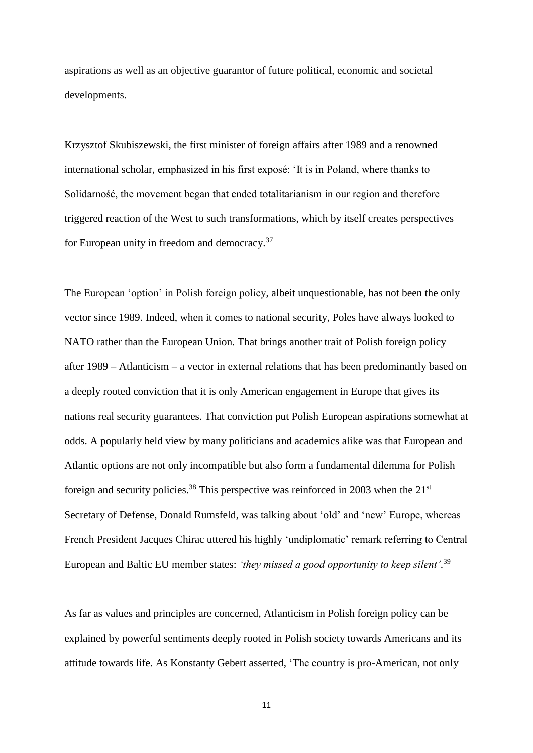aspirations as well as an objective guarantor of future political, economic and societal developments.

Krzysztof Skubiszewski, the first minister of foreign affairs after 1989 and a renowned international scholar, emphasized in his first exposé: 'It is in Poland, where thanks to Solidarność, the movement began that ended totalitarianism in our region and therefore triggered reaction of the West to such transformations, which by itself creates perspectives for European unity in freedom and democracy.[37]

The European 'option' in Polish foreign policy, albeit unquestionable, has not been the only vector since 1989. Indeed, when it comes to national security, Poles have always looked to NATO rather than the European Union. That brings another trait of Polish foreign policy after 1989 – Atlanticism – a vector in external relations that has been predominantly based on a deeply rooted conviction that it is only American engagement in Europe that gives its nations real security guarantees. That conviction put Polish European aspirations somewhat at odds. A popularly held view by many politicians and academics alike was that European and Atlantic options are not only incompatible but also form a fundamental dilemma for Polish foreign and security policies.[38] This perspective was reinforced in 2003 when the 21st Secretary of Defense, Donald Rumsfeld, was talking about 'old' and 'new' Europe, whereas French President Jacques Chirac uttered his highly 'undiplomatic' remark referring to Central European and Baltic EU member states: *'they missed a good opportunity to keep silent'*.[39]

As far as values and principles are concerned, Atlanticism in Polish foreign policy can be explained by powerful sentiments deeply rooted in Polish society towards Americans and its attitude towards life. As Konstanty Gebert asserted, 'The country is pro-American, not only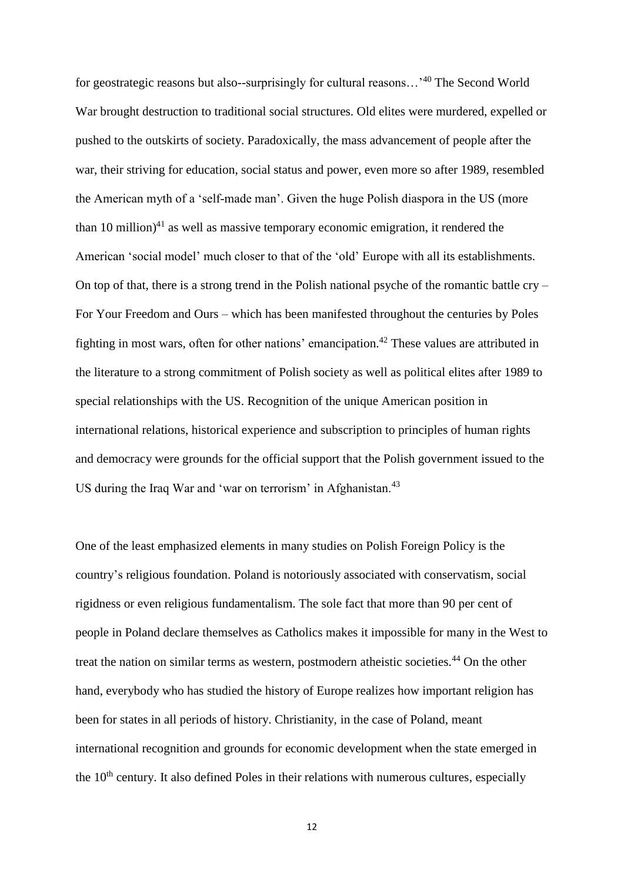for geostrategic reasons but also--surprisingly for cultural reasons…'[40] The Second World War brought destruction to traditional social structures. Old elites were murdered, expelled or pushed to the outskirts of society. Paradoxically, the mass advancement of people after the war, their striving for education, social status and power, even more so after 1989, resembled the American myth of a 'self-made man'. Given the huge Polish diaspora in the US (more than 10 million)[41] as well as massive temporary economic emigration, it rendered the American 'social model' much closer to that of the 'old' Europe with all its establishments. On top of that, there is a strong trend in the Polish national psyche of the romantic battle cry – For Your Freedom and Ours – which has been manifested throughout the centuries by Poles fighting in most wars, often for other nations' emancipation.[42] These values are attributed in the literature to a strong commitment of Polish society as well as political elites after 1989 to special relationships with the US. Recognition of the unique American position in international relations, historical experience and subscription to principles of human rights and democracy were grounds for the official support that the Polish government issued to the US during the Iraq War and 'war on terrorism' in Afghanistan.[43]

One of the least emphasized elements in many studies on Polish Foreign Policy is the country's religious foundation. Poland is notoriously associated with conservatism, social rigidness or even religious fundamentalism. The sole fact that more than 90 per cent of people in Poland declare themselves as Catholics makes it impossible for many in the West to treat the nation on similar terms as western, postmodern atheistic societies.[44] On the other hand, everybody who has studied the history of Europe realizes how important religion has been for states in all periods of history. Christianity, in the case of Poland, meant international recognition and grounds for economic development when the state emerged in the 10th century. It also defined Poles in their relations with numerous cultures, especially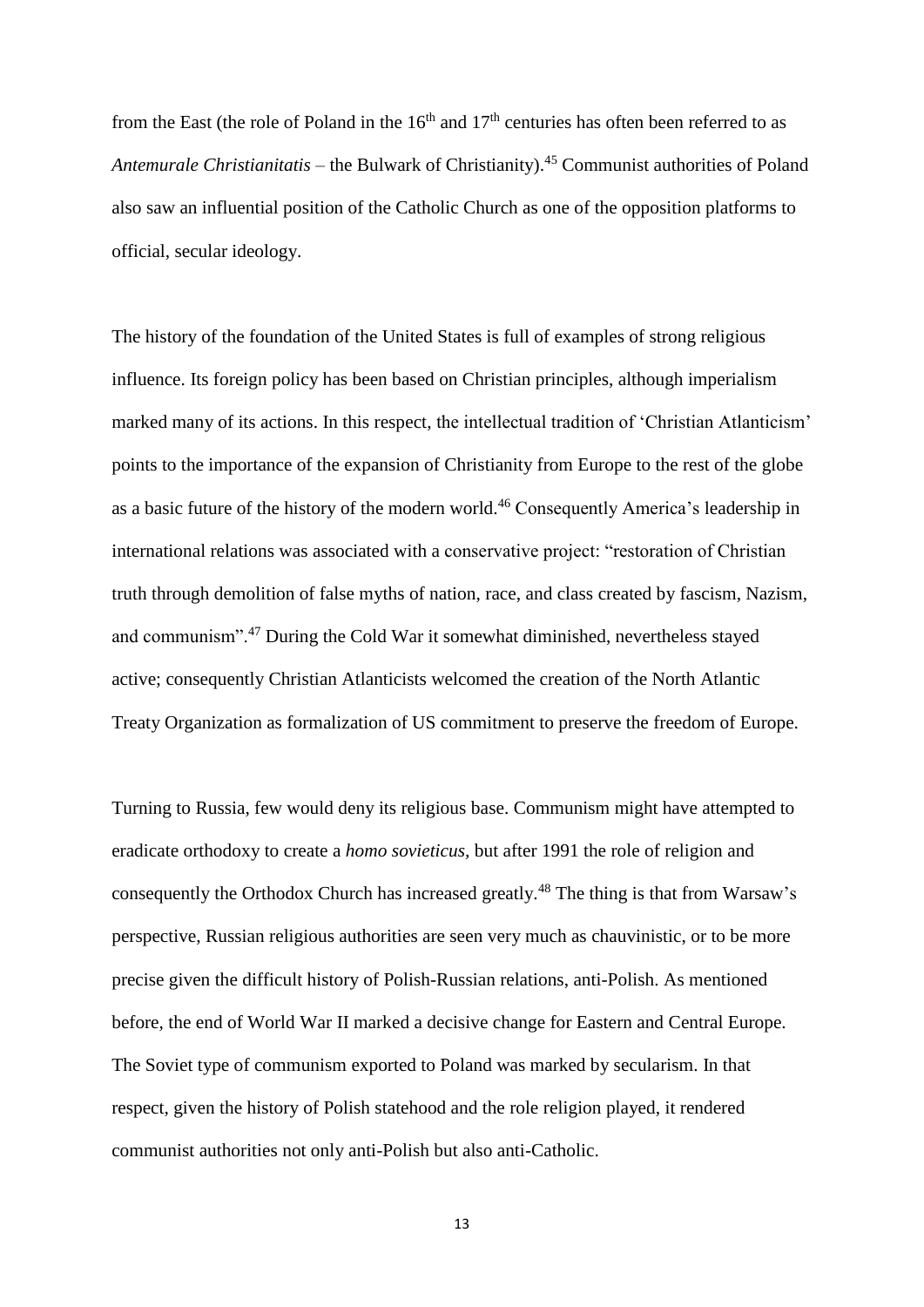from the East (the role of Poland in the 16th and 17th centuries has often been referred to as *Antemurale Christianitatis* – the Bulwark of Christianity).[45] Communist authorities of Poland also saw an influential position of the Catholic Church as one of the opposition platforms to official, secular ideology.

The history of the foundation of the United States is full of examples of strong religious influence. Its foreign policy has been based on Christian principles, although imperialism marked many of its actions. In this respect, the intellectual tradition of 'Christian Atlanticism' points to the importance of the expansion of Christianity from Europe to the rest of the globe as a basic future of the history of the modern world.[46] Consequently America's leadership in international relations was associated with a conservative project: "restoration of Christian truth through demolition of false myths of nation, race, and class created by fascism, Nazism, and communism".[47] During the Cold War it somewhat diminished, nevertheless stayed active; consequently Christian Atlanticists welcomed the creation of the North Atlantic Treaty Organization as formalization of US commitment to preserve the freedom of Europe.

Turning to Russia, few would deny its religious base. Communism might have attempted to eradicate orthodoxy to create a *homo sovieticus,* but after 1991 the role of religion and consequently the Orthodox Church has increased greatly.[48] The thing is that from Warsaw's perspective, Russian religious authorities are seen very much as chauvinistic, or to be more precise given the difficult history of Polish-Russian relations, anti-Polish. As mentioned before, the end of World War II marked a decisive change for Eastern and Central Europe. The Soviet type of communism exported to Poland was marked by secularism. In that respect, given the history of Polish statehood and the role religion played, it rendered communist authorities not only anti-Polish but also anti-Catholic.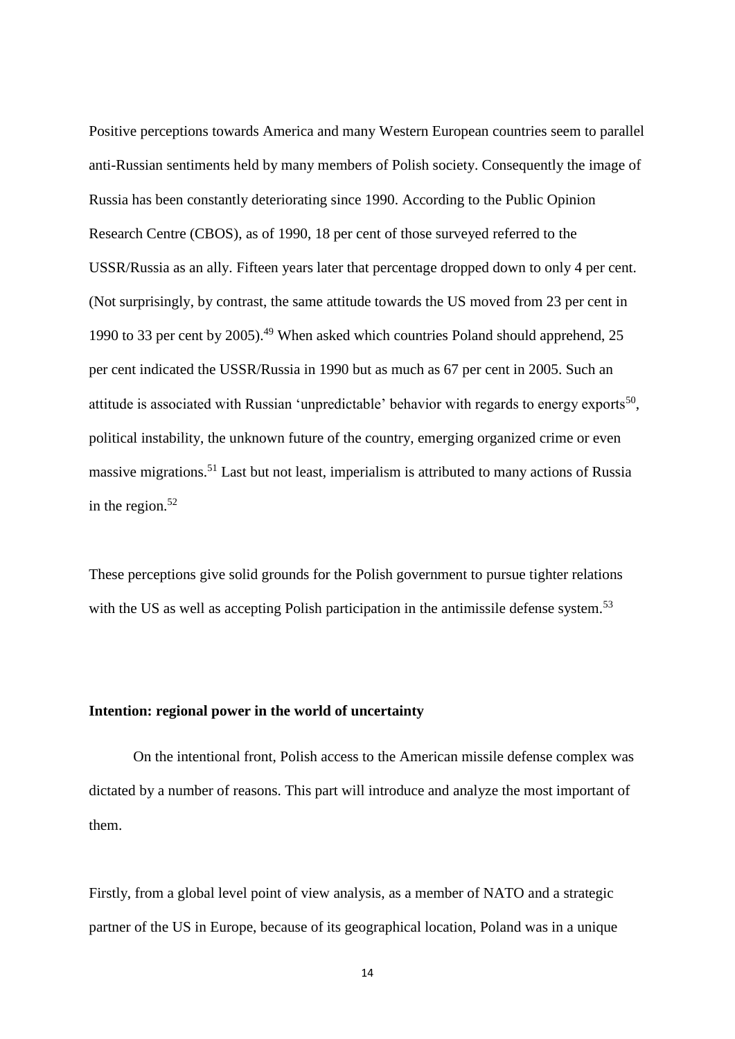Positive perceptions towards America and many Western European countries seem to parallel anti-Russian sentiments held by many members of Polish society. Consequently the image of Russia has been constantly deteriorating since 1990. According to the Public Opinion Research Centre (CBOS), as of 1990, 18 per cent of those surveyed referred to the USSR/Russia as an ally. Fifteen years later that percentage dropped down to only 4 per cent. (Not surprisingly, by contrast, the same attitude towards the US moved from 23 per cent in 1990 to 33 per cent by 2005).[49] When asked which countries Poland should apprehend, 25 per cent indicated the USSR/Russia in 1990 but as much as 67 per cent in 2005. Such an attitude is associated with Russian 'unpredictable' behavior with regards to energy exports[50], political instability, the unknown future of the country, emerging organized crime or even massive migrations.[51] Last but not least, imperialism is attributed to many actions of Russia in the region.[52]

These perceptions give solid grounds for the Polish government to pursue tighter relations with the US as well as accepting Polish participation in the antimissile defense system.[53]

**Intention: regional power in the world of uncertainty**

On the intentional front, Polish access to the American missile defense complex was dictated by a number of reasons. This part will introduce and analyze the most important of them.

Firstly, from a global level point of view analysis, as a member of NATO and a strategic partner of the US in Europe, because of its geographical location, Poland was in a unique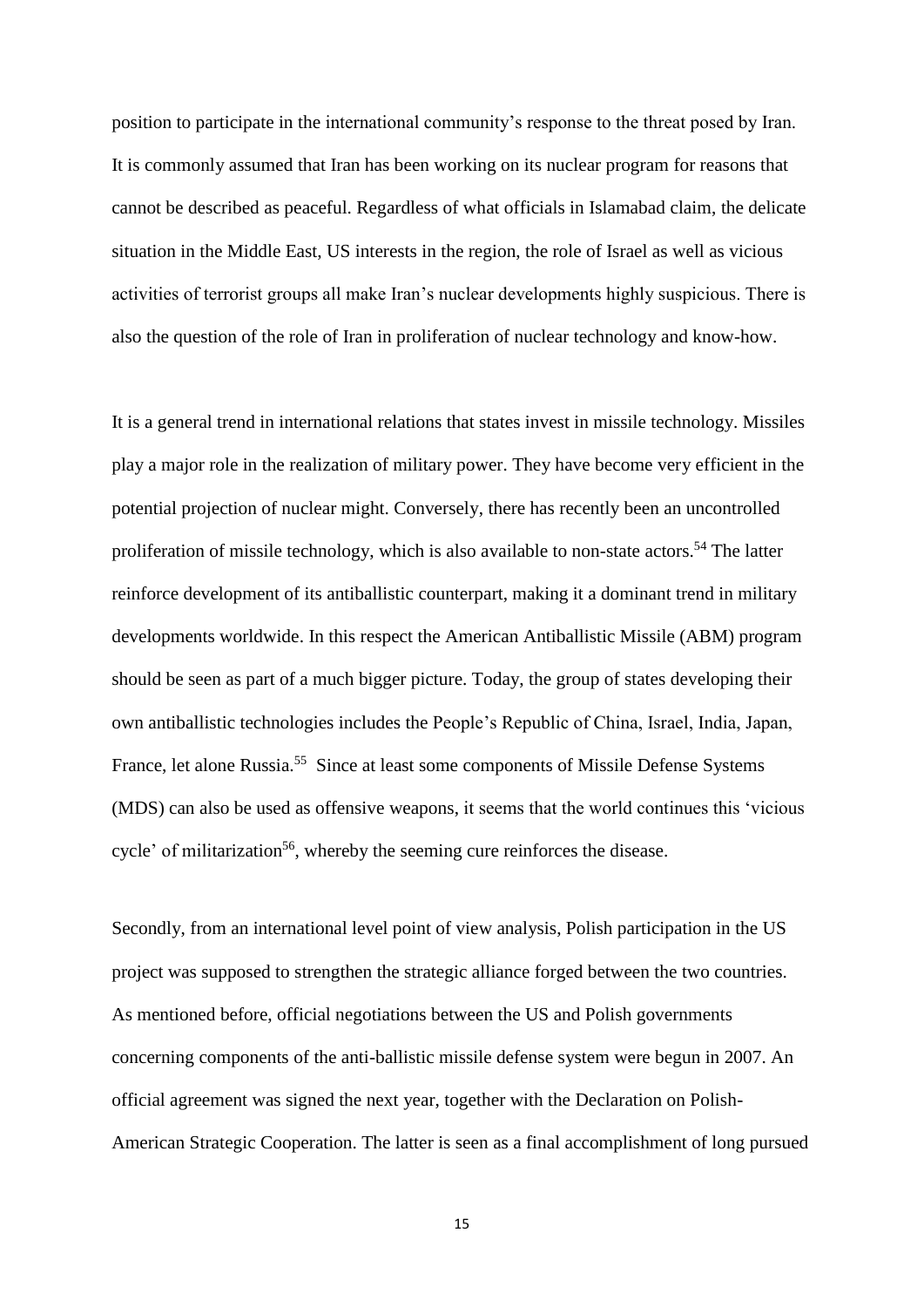position to participate in the international community's response to the threat posed by Iran. It is commonly assumed that Iran has been working on its nuclear program for reasons that cannot be described as peaceful. Regardless of what officials in Islamabad claim, the delicate situation in the Middle East, US interests in the region, the role of Israel as well as vicious activities of terrorist groups all make Iran's nuclear developments highly suspicious. There is also the question of the role of Iran in proliferation of nuclear technology and know-how.

It is a general trend in international relations that states invest in missile technology. Missiles play a major role in the realization of military power. They have become very efficient in the potential projection of nuclear might. Conversely, there has recently been an uncontrolled proliferation of missile technology, which is also available to non-state actors.[54] The latter reinforce development of its antiballistic counterpart, making it a dominant trend in military developments worldwide. In this respect the American Antiballistic Missile (ABM) program should be seen as part of a much bigger picture. Today, the group of states developing their own antiballistic technologies includes the People's Republic of China, Israel, India, Japan, France, let alone Russia.[55] Since at least some components of Missile Defense Systems (MDS) can also be used as offensive weapons, it seems that the world continues this 'vicious cycle' of militarization[56], whereby the seeming cure reinforces the disease.

Secondly, from an international level point of view analysis, Polish participation in the US project was supposed to strengthen the strategic alliance forged between the two countries. As mentioned before, official negotiations between the US and Polish governments concerning components of the anti-ballistic missile defense system were begun in 2007. An official agreement was signed the next year, together with the Declaration on Polish-American Strategic Cooperation. The latter is seen as a final accomplishment of long pursued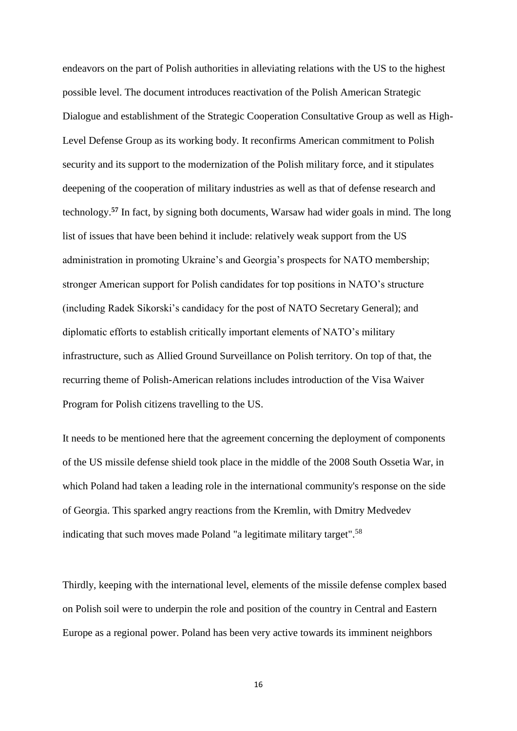endeavors on the part of Polish authorities in alleviating relations with the US to the highest possible level. The document introduces reactivation of the Polish American Strategic Dialogue and establishment of the Strategic Cooperation Consultative Group as well as High-Level Defense Group as its working body. It reconfirms American commitment to Polish security and its support to the modernization of the Polish military force, and it stipulates deepening of the cooperation of military industries as well as that of defense research and technology.[57] In fact, by signing both documents, Warsaw had wider goals in mind. The long list of issues that have been behind it include: relatively weak support from the US administration in promoting Ukraine's and Georgia's prospects for NATO membership; stronger American support for Polish candidates for top positions in NATO's structure (including Radek Sikorski's candidacy for the post of NATO Secretary General); and diplomatic efforts to establish critically important elements of NATO's military infrastructure, such as Allied Ground Surveillance on Polish territory. On top of that, the recurring theme of Polish-American relations includes introduction of the Visa Waiver Program for Polish citizens travelling to the US.

It needs to be mentioned here that the agreement concerning the deployment of components of the US missile defense shield took place in the middle of the 2008 South Ossetia War, in which Poland had taken a leading role in the international community's response on the side of Georgia. This sparked angry reactions from the Kremlin, with Dmitry Medvedev indicating that such moves made Poland "a legitimate military target".[58]

Thirdly, keeping with the international level, elements of the missile defense complex based on Polish soil were to underpin the role and position of the country in Central and Eastern Europe as a regional power. Poland has been very active towards its imminent neighbors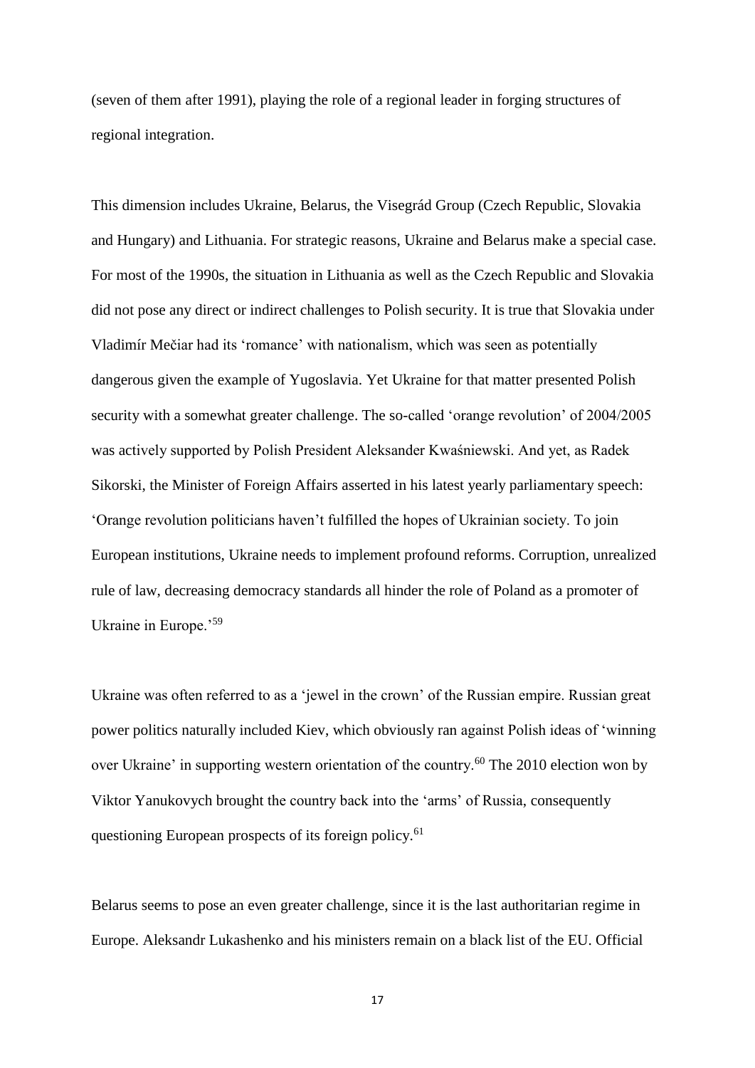(seven of them after 1991), playing the role of a regional leader in forging structures of regional integration.

This dimension includes Ukraine, Belarus, the Visegrád Group (Czech Republic, Slovakia and Hungary) and Lithuania. For strategic reasons, Ukraine and Belarus make a special case. For most of the 1990s, the situation in Lithuania as well as the Czech Republic and Slovakia did not pose any direct or indirect challenges to Polish security. It is true that Slovakia under Vladimír Mečiar had its 'romance' with nationalism, which was seen as potentially dangerous given the example of Yugoslavia. Yet Ukraine for that matter presented Polish security with a somewhat greater challenge. The so-called 'orange revolution' of 2004/2005 was actively supported by Polish President Aleksander Kwaśniewski. And yet, as Radek Sikorski, the Minister of Foreign Affairs asserted in his latest yearly parliamentary speech: 'Orange revolution politicians haven't fulfilled the hopes of Ukrainian society. To join European institutions, Ukraine needs to implement profound reforms. Corruption, unrealized rule of law, decreasing democracy standards all hinder the role of Poland as a promoter of Ukraine in Europe.'[59]

Ukraine was often referred to as a 'jewel in the crown' of the Russian empire. Russian great power politics naturally included Kiev, which obviously ran against Polish ideas of 'winning over Ukraine' in supporting western orientation of the country.[60] The 2010 election won by Viktor Yanukovych brought the country back into the 'arms' of Russia, consequently questioning European prospects of its foreign policy.[61]

Belarus seems to pose an even greater challenge, since it is the last authoritarian regime in Europe. Aleksandr Lukashenko and his ministers remain on a black list of the EU. Official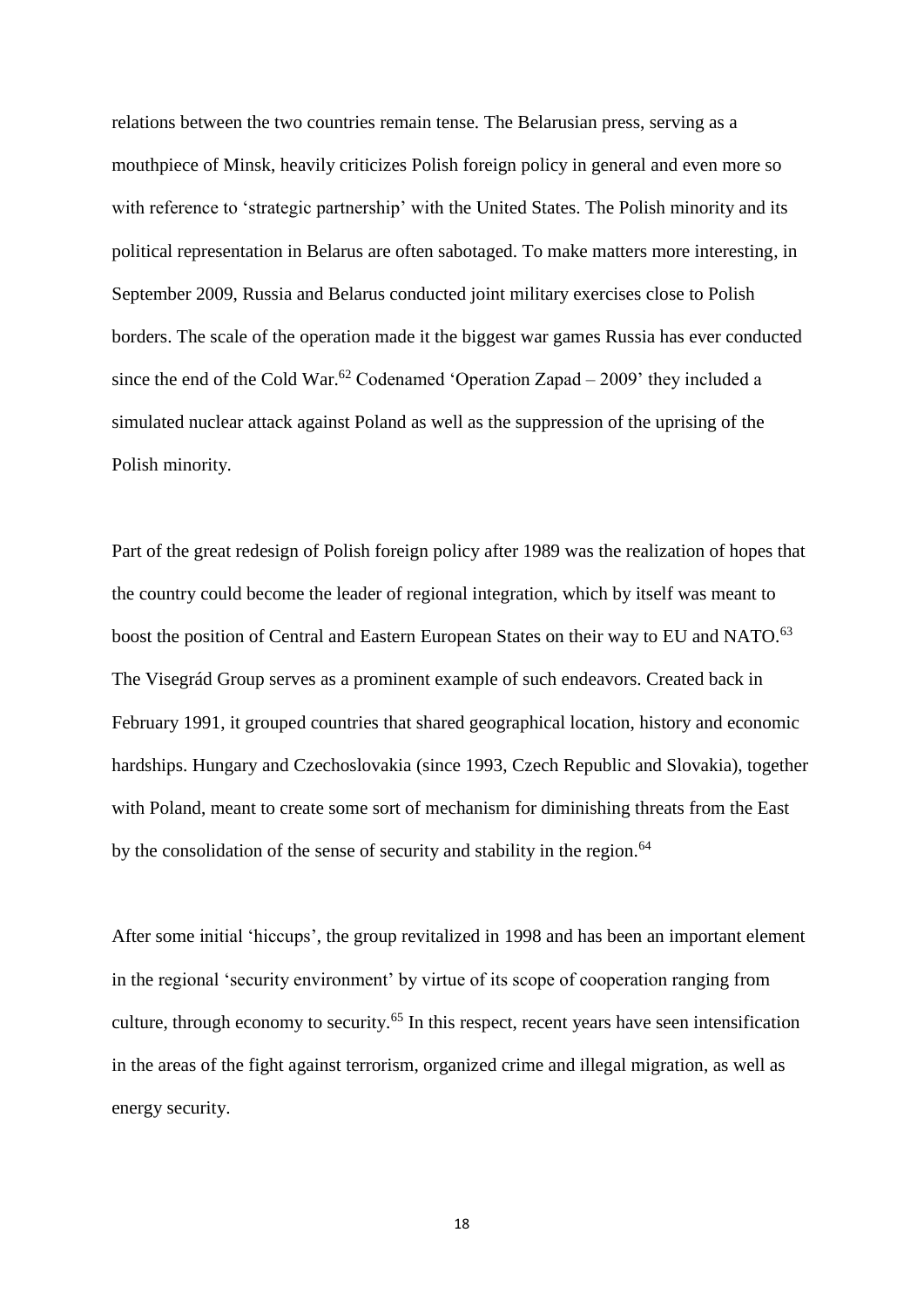relations between the two countries remain tense. The Belarusian press, serving as a mouthpiece of Minsk, heavily criticizes Polish foreign policy in general and even more so with reference to 'strategic partnership' with the United States. The Polish minority and its political representation in Belarus are often sabotaged. To make matters more interesting, in September 2009, Russia and Belarus conducted joint military exercises close to Polish borders. The scale of the operation made it the biggest war games Russia has ever conducted since the end of the Cold War.[62] Codenamed 'Operation Zapad – 2009' they included a simulated nuclear attack against Poland as well as the suppression of the uprising of the Polish minority.

Part of the great redesign of Polish foreign policy after 1989 was the realization of hopes that the country could become the leader of regional integration, which by itself was meant to boost the position of Central and Eastern European States on their way to EU and NATO.[63] The Visegrád Group serves as a prominent example of such endeavors. Created back in February 1991, it grouped countries that shared geographical location, history and economic hardships. Hungary and Czechoslovakia (since 1993, Czech Republic and Slovakia), together with Poland, meant to create some sort of mechanism for diminishing threats from the East by the consolidation of the sense of security and stability in the region.[64]

After some initial 'hiccups', the group revitalized in 1998 and has been an important element in the regional 'security environment' by virtue of its scope of cooperation ranging from culture, through economy to security.[65] In this respect, recent years have seen intensification in the areas of the fight against terrorism, organized crime and illegal migration, as well as energy security.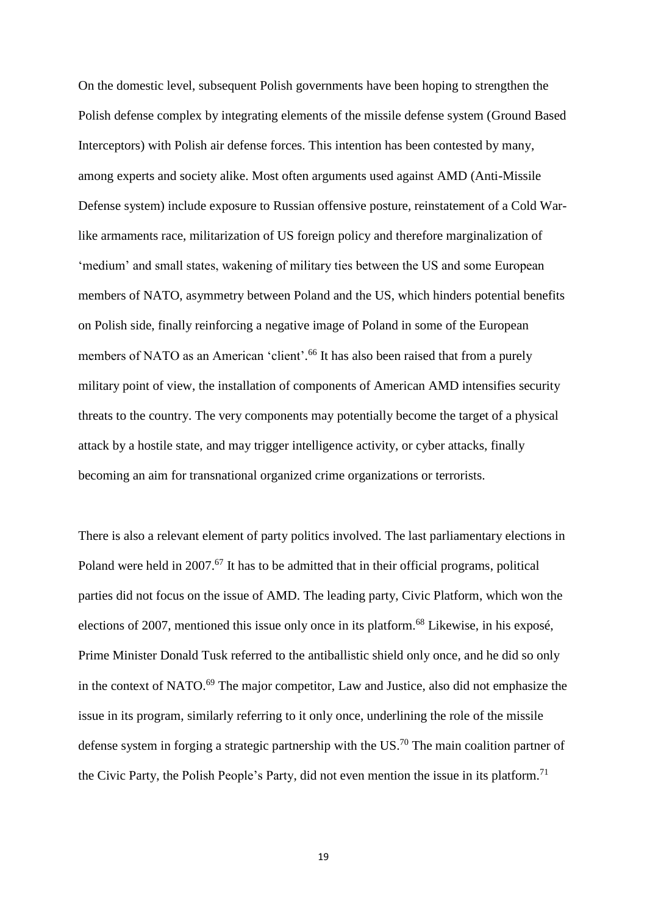On the domestic level, subsequent Polish governments have been hoping to strengthen the Polish defense complex by integrating elements of the missile defense system (Ground Based Interceptors) with Polish air defense forces. This intention has been contested by many, among experts and society alike. Most often arguments used against AMD (Anti-Missile Defense system) include exposure to Russian offensive posture, reinstatement of a Cold War-like armaments race, militarization of US foreign policy and therefore marginalization of 'medium' and small states, wakening of military ties between the US and some European members of NATO, asymmetry between Poland and the US, which hinders potential benefits on Polish side, finally reinforcing a negative image of Poland in some of the European members of NATO as an American 'client'.[66] It has also been raised that from a purely military point of view, the installation of components of American AMD intensifies security threats to the country. The very components may potentially become the target of a physical attack by a hostile state, and may trigger intelligence activity, or cyber attacks, finally becoming an aim for transnational organized crime organizations or terrorists.

There is also a relevant element of party politics involved. The last parliamentary elections in Poland were held in 2007.[67] It has to be admitted that in their official programs, political parties did not focus on the issue of AMD. The leading party, Civic Platform, which won the elections of 2007, mentioned this issue only once in its platform.[68] Likewise, in his exposé, Prime Minister Donald Tusk referred to the antiballistic shield only once, and he did so only in the context of NATO.[69] The major competitor, Law and Justice, also did not emphasize the issue in its program, similarly referring to it only once, underlining the role of the missile defense system in forging a strategic partnership with the US.[70] The main coalition partner of the Civic Party, the Polish People's Party, did not even mention the issue in its platform.[71]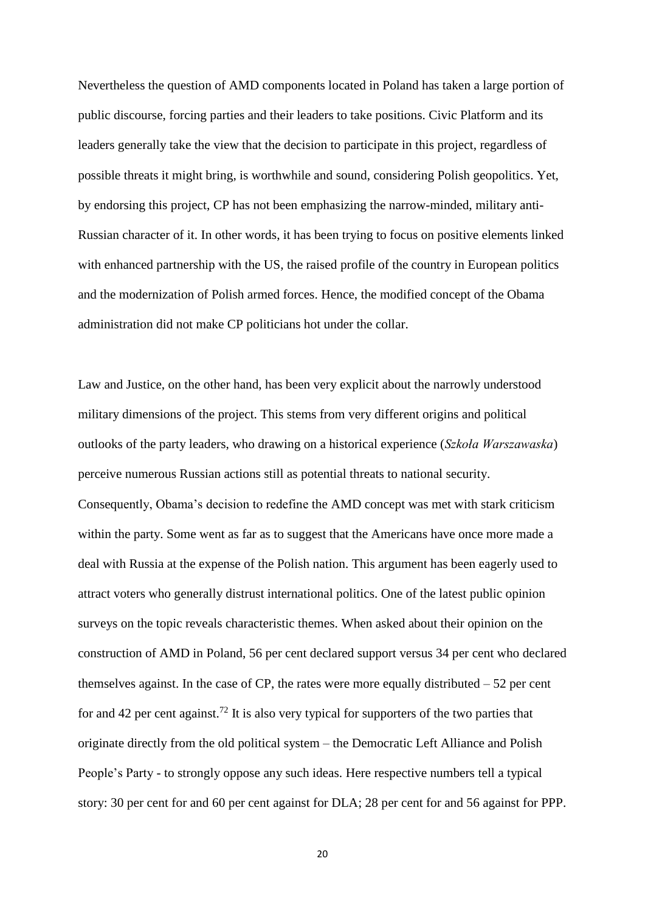Nevertheless the question of AMD components located in Poland has taken a large portion of public discourse, forcing parties and their leaders to take positions. Civic Platform and its leaders generally take the view that the decision to participate in this project, regardless of possible threats it might bring, is worthwhile and sound, considering Polish geopolitics. Yet, by endorsing this project, CP has not been emphasizing the narrow-minded, military anti-Russian character of it. In other words, it has been trying to focus on positive elements linked with enhanced partnership with the US, the raised profile of the country in European politics and the modernization of Polish armed forces. Hence, the modified concept of the Obama administration did not make CP politicians hot under the collar.

Law and Justice, on the other hand, has been very explicit about the narrowly understood military dimensions of the project. This stems from very different origins and political outlooks of the party leaders, who drawing on a historical experience (*Szkoła Warszawaska*) perceive numerous Russian actions still as potential threats to national security. Consequently, Obama's decision to redefine the AMD concept was met with stark criticism within the party. Some went as far as to suggest that the Americans have once more made a deal with Russia at the expense of the Polish nation. This argument has been eagerly used to attract voters who generally distrust international politics. One of the latest public opinion surveys on the topic reveals characteristic themes. When asked about their opinion on the construction of AMD in Poland, 56 per cent declared support versus 34 per cent who declared themselves against. In the case of CP, the rates were more equally distributed – 52 per cent for and 42 per cent against.[72] It is also very typical for supporters of the two parties that originate directly from the old political system – the Democratic Left Alliance and Polish People's Party - to strongly oppose any such ideas. Here respective numbers tell a typical story: 30 per cent for and 60 per cent against for DLA; 28 per cent for and 56 against for PPP.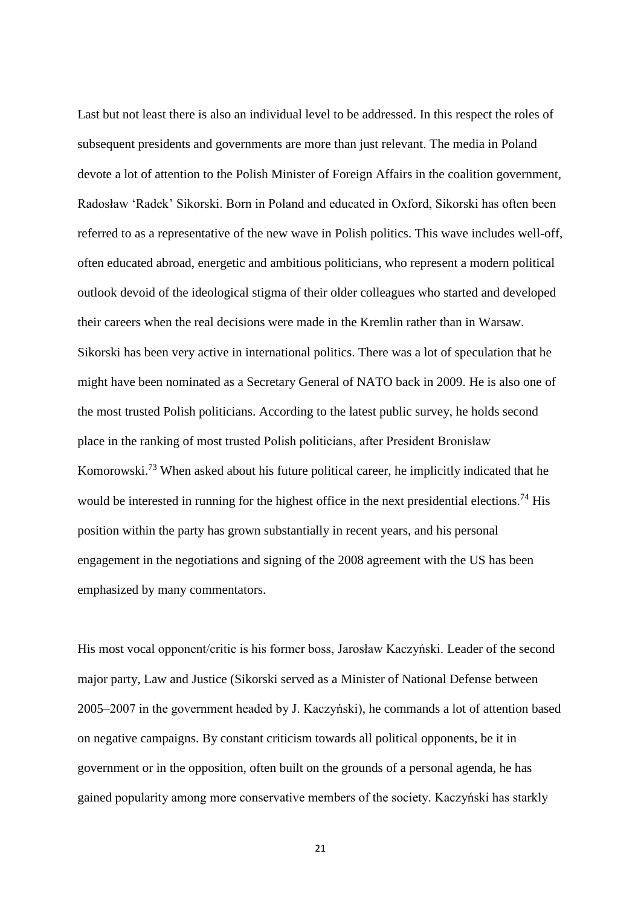Last but not least there is also an individual level to be addressed. In this respect the roles of subsequent presidents and governments are more than just relevant. The media in Poland devote a lot of attention to the Polish Minister of Foreign Affairs in the coalition government, Radosław 'Radek' Sikorski. Born in Poland and educated in Oxford, Sikorski has often been referred to as a representative of the new wave in Polish politics. This wave includes well-off, often educated abroad, energetic and ambitious politicians, who represent a modern political outlook devoid of the ideological stigma of their older colleagues who started and developed their careers when the real decisions were made in the Kremlin rather than in Warsaw. Sikorski has been very active in international politics. There was a lot of speculation that he might have been nominated as a Secretary General of NATO back in 2009. He is also one of the most trusted Polish politicians. According to the latest public survey, he holds second place in the ranking of most trusted Polish politicians, after President Bronisław Komorowski.[73] When asked about his future political career, he implicitly indicated that he would be interested in running for the highest office in the next presidential elections.[74] His position within the party has grown substantially in recent years, and his personal engagement in the negotiations and signing of the 2008 agreement with the US has been emphasized by many commentators.

His most vocal opponent/critic is his former boss, Jarosław Kaczyński. Leader of the second major party, Law and Justice (Sikorski served as a Minister of National Defense between 2005–2007 in the government headed by J. Kaczyński), he commands a lot of attention based on negative campaigns. By constant criticism towards all political opponents, be it in government or in the opposition, often built on the grounds of a personal agenda, he has gained popularity among more conservative members of the society. Kaczyński has starkly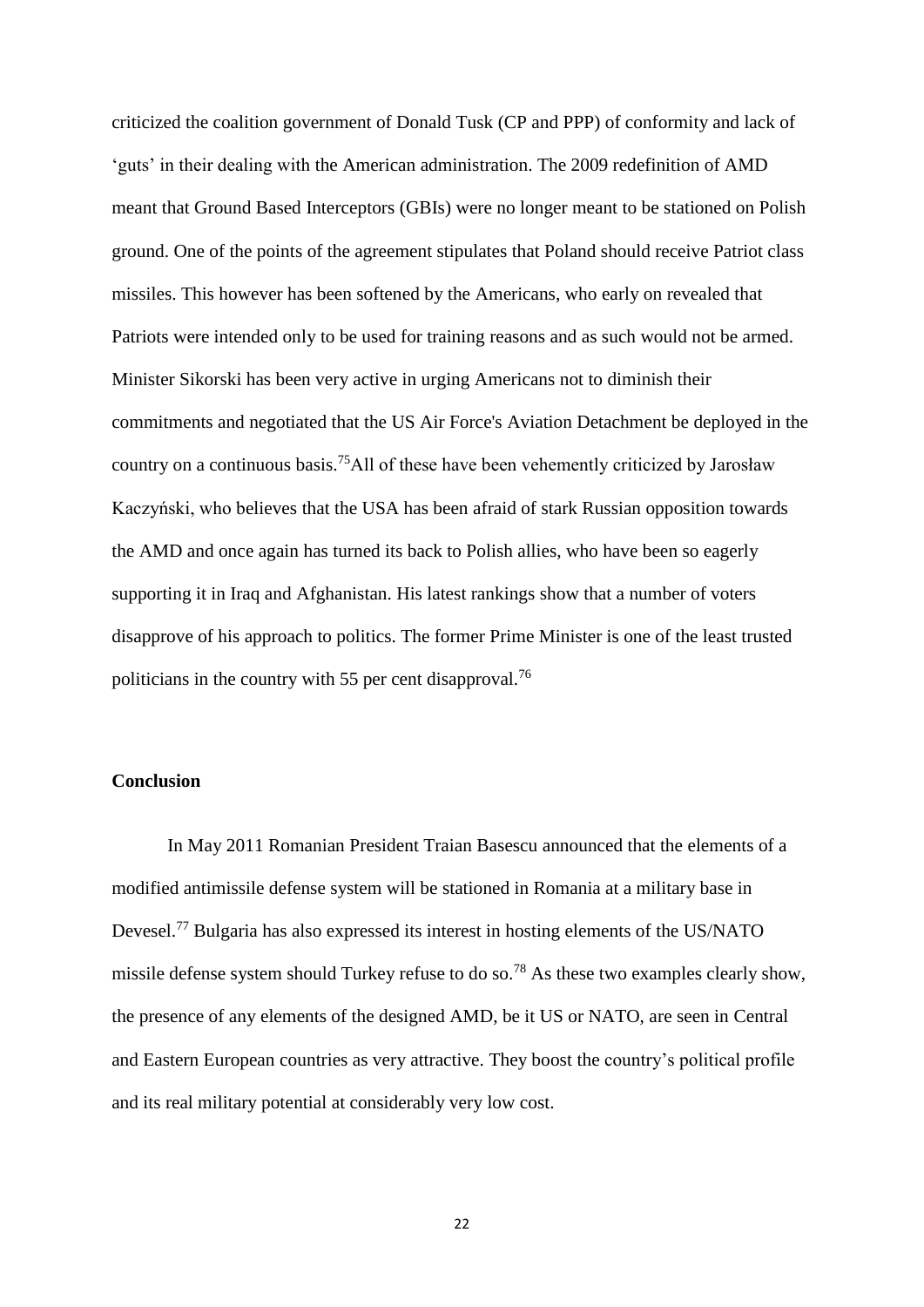criticized the coalition government of Donald Tusk (CP and PPP) of conformity and lack of 'guts' in their dealing with the American administration. The 2009 redefinition of AMD meant that Ground Based Interceptors (GBIs) were no longer meant to be stationed on Polish ground. One of the points of the agreement stipulates that Poland should receive Patriot class missiles. This however has been softened by the Americans, who early on revealed that Patriots were intended only to be used for training reasons and as such would not be armed. Minister Sikorski has been very active in urging Americans not to diminish their commitments and negotiated that the US Air Force's Aviation Detachment be deployed in the country on a continuous basis.[75]All of these have been vehemently criticized by Jarosław Kaczyński, who believes that the USA has been afraid of stark Russian opposition towards the AMD and once again has turned its back to Polish allies, who have been so eagerly supporting it in Iraq and Afghanistan. His latest rankings show that a number of voters disapprove of his approach to politics. The former Prime Minister is one of the least trusted politicians in the country with 55 per cent disapproval.[76]

## Conclusion

In May 2011 Romanian President Traian Basescu announced that the elements of a modified antimissile defense system will be stationed in Romania at a military base in Devesel.[77] Bulgaria has also expressed its interest in hosting elements of the US/NATO missile defense system should Turkey refuse to do so.[78] As these two examples clearly show, the presence of any elements of the designed AMD, be it US or NATO, are seen in Central and Eastern European countries as very attractive. They boost the country's political profile and its real military potential at considerably very low cost.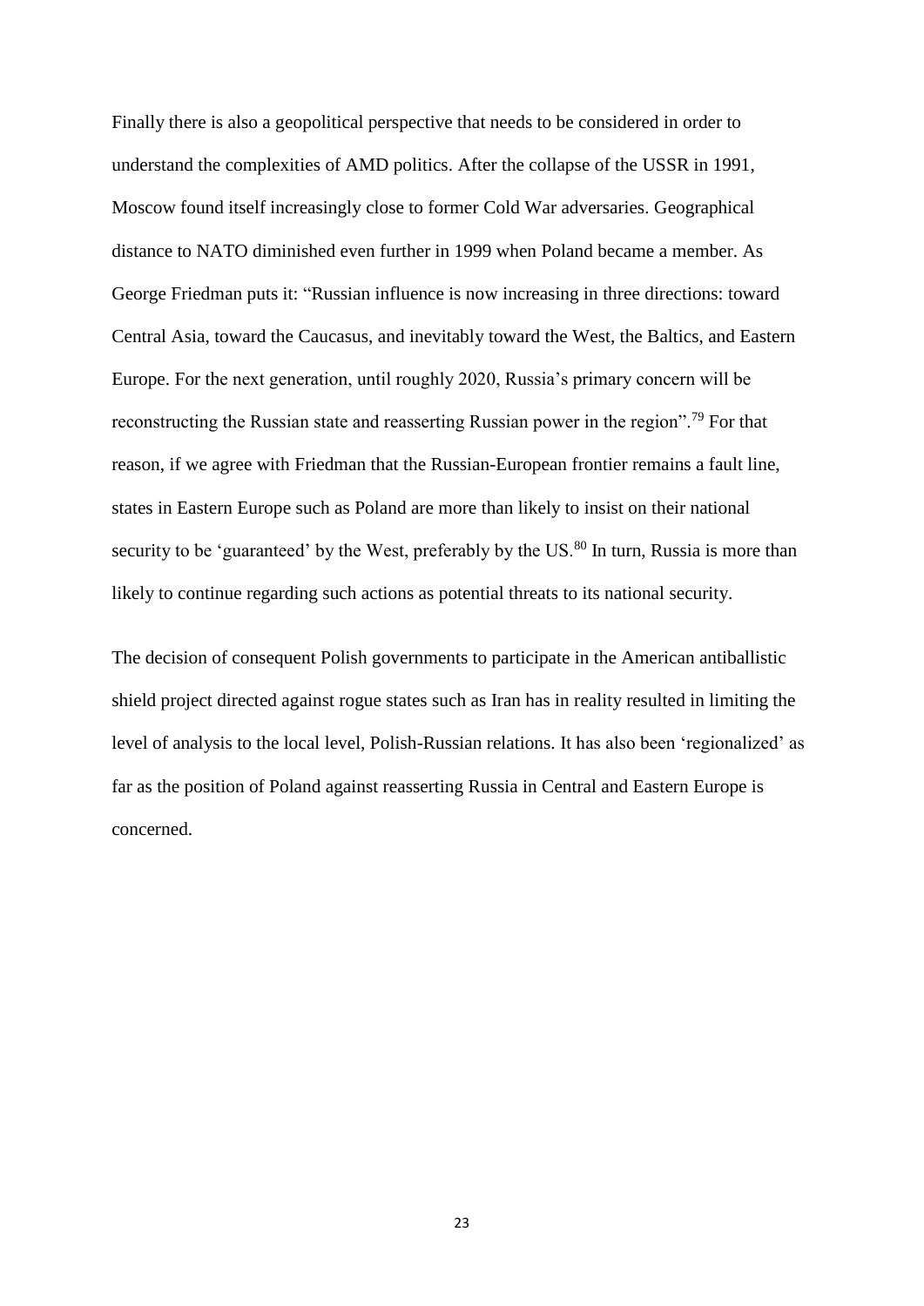Finally there is also a geopolitical perspective that needs to be considered in order to understand the complexities of AMD politics. After the collapse of the USSR in 1991, Moscow found itself increasingly close to former Cold War adversaries. Geographical distance to NATO diminished even further in 1999 when Poland became a member. As George Friedman puts it: "Russian influence is now increasing in three directions: toward Central Asia, toward the Caucasus, and inevitably toward the West, the Baltics, and Eastern Europe. For the next generation, until roughly 2020, Russia's primary concern will be reconstructing the Russian state and reasserting Russian power in the region".[79] For that reason, if we agree with Friedman that the Russian-European frontier remains a fault line, states in Eastern Europe such as Poland are more than likely to insist on their national security to be 'guaranteed' by the West, preferably by the US.[80] In turn, Russia is more than likely to continue regarding such actions as potential threats to its national security.

The decision of consequent Polish governments to participate in the American antiballistic shield project directed against rogue states such as Iran has in reality resulted in limiting the level of analysis to the local level, Polish-Russian relations. It has also been 'regionalized' as far as the position of Poland against reasserting Russia in Central and Eastern Europe is concerned.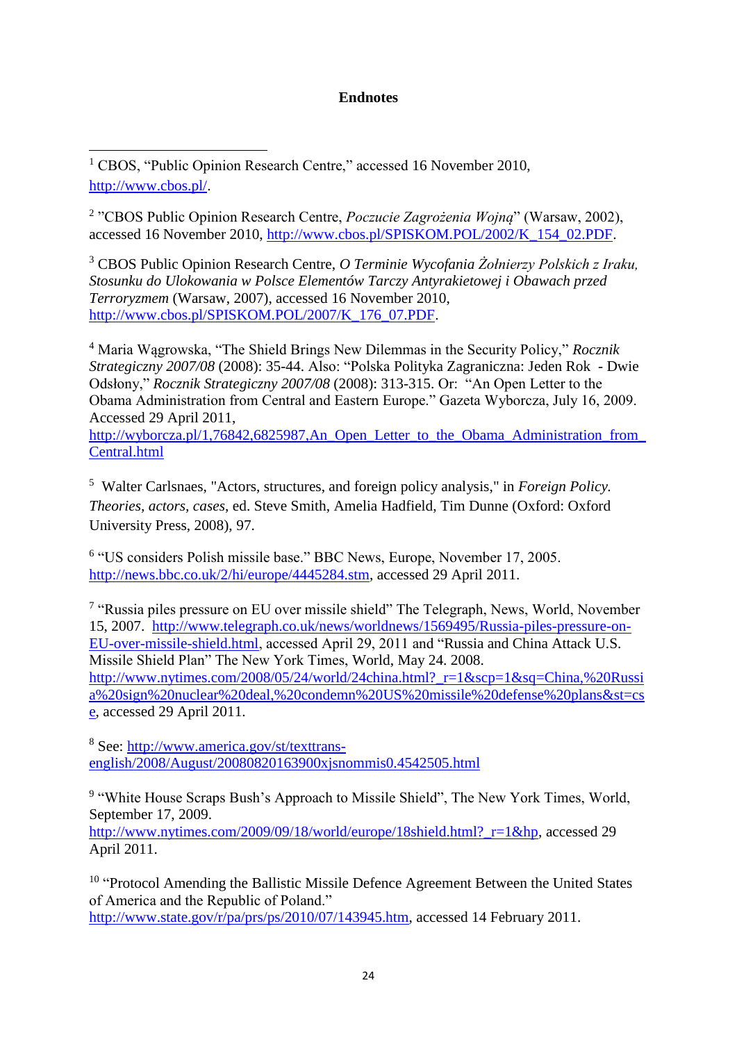**Endnotes**

[1] CBOS, "Public Opinion Research Centre," accessed 16 November 2010, http://www.cbos.pl/.

[2] "CBOS Public Opinion Research Centre, *Poczucie Zagrożenia Wojną*" (Warsaw, 2002), accessed 16 November 2010, http://www.cbos.pl/SPISKOM.POL/2002/K_154_02.PDF.

[3] CBOS Public Opinion Research Centre, *O Terminie Wycofania Żołnierzy Polskich z Iraku, Stosunku do Ulokowania w Polsce Elementów Tarczy Antyrakietowej i Obawach przed Terroryzmem* (Warsaw, 2007), accessed 16 November 2010, http://www.cbos.pl/SPISKOM.POL/2007/K_176_07.PDF.

[4] Maria Wągrowska, "The Shield Brings New Dilemmas in the Security Policy," *Rocznik Strategiczny 2007/08* (2008): 35-44. Also: "Polska Polityka Zagraniczna: Jeden Rok - Dwie Odsłony," *Rocznik Strategiczny 2007/08* (2008): 313-315. Or: "An Open Letter to the Obama Administration from Central and Eastern Europe." Gazeta Wyborcza, July 16, 2009. Accessed 29 April 2011, http://wyborcza.pl/1,76842,6825987,An_Open_Letter_to_the_Obama_Administration_from_Central.html

[5] Walter Carlsnaes, "Actors, structures, and foreign policy analysis," in *Foreign Policy. Theories, actors, cases*, ed. Steve Smith, Amelia Hadfield, Tim Dunne (Oxford: Oxford University Press, 2008), 97.

[6] "US considers Polish missile base." BBC News, Europe, November 17, 2005. http://news.bbc.co.uk/2/hi/europe/4445284.stm, accessed 29 April 2011.

[7] "Russia piles pressure on EU over missile shield" The Telegraph, News, World, November 15, 2007. http://www.telegraph.co.uk/news/worldnews/1569495/Russia-piles-pressure-on-EU-over-missile-shield.html, accessed April 29, 2011 and "Russia and China Attack U.S. Missile Shield Plan" The New York Times, World, May 24. 2008. http://www.nytimes.com/2008/05/24/world/24china.html?_r=1&scp=1&sq=China,%20Russia%20sign%20nuclear%20deal,%20condemn%20US%20missile%20defense%20plans&st=cse, accessed 29 April 2011.

[8] See: http://www.america.gov/st/texttrans-english/2008/August/20080820163900xjsnommis0.4542505.html

[9] "White House Scraps Bush's Approach to Missile Shield", The New York Times, World, September 17, 2009. http://www.nytimes.com/2009/09/18/world/europe/18shield.html?_r=1&hp, accessed 29 April 2011.

[10] "Protocol Amending the Ballistic Missile Defence Agreement Between the United States of America and the Republic of Poland." http://www.state.gov/r/pa/prs/ps/2010/07/143945.htm, accessed 14 February 2011.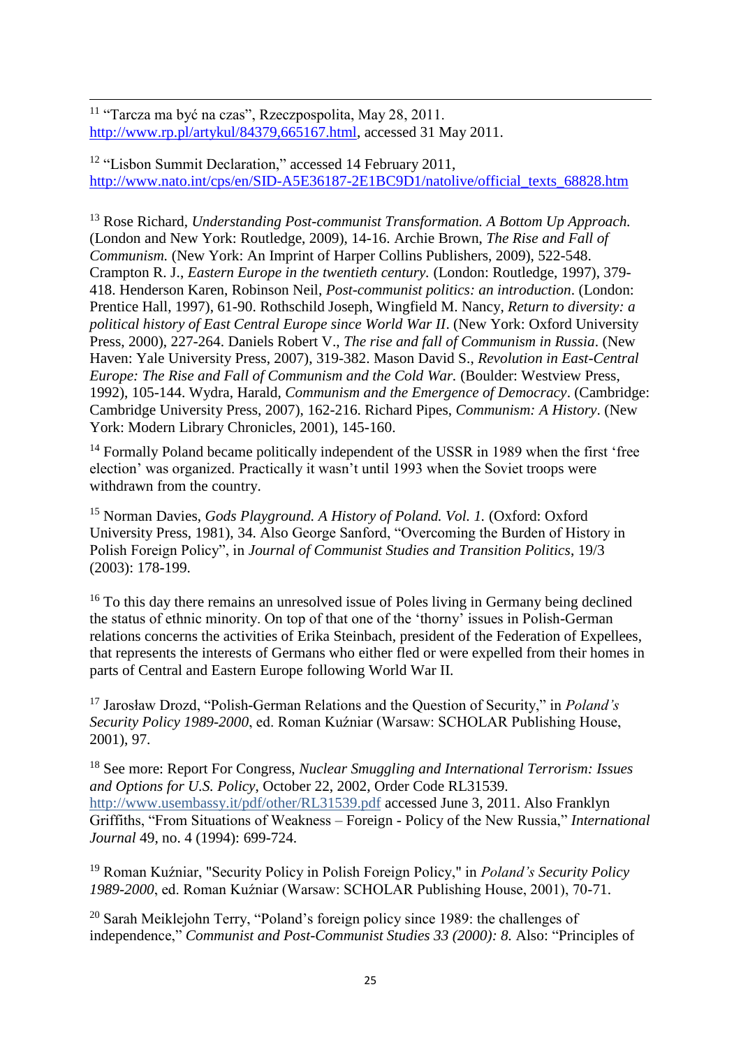[11] "Tarcza ma być na czas", Rzeczpospolita, May 28, 2011. http://www.rp.pl/artykul/84379,665167.html, accessed 31 May 2011.

[12] "Lisbon Summit Declaration," accessed 14 February 2011, http://www.nato.int/cps/en/SID-A5E36187-2E1BC9D1/natolive/official_texts_68828.htm

[13] Rose Richard, *Understanding Post-communist Transformation. A Bottom Up Approach.* (London and New York: Routledge, 2009), 14-16. Archie Brown, *The Rise and Fall of Communism.* (New York: An Imprint of Harper Collins Publishers, 2009), 522-548. Crampton R. J., *Eastern Europe in the twentieth century.* (London: Routledge, 1997), 379-418. Henderson Karen, Robinson Neil, *Post-communist politics: an introduction*. (London: Prentice Hall, 1997), 61-90. Rothschild Joseph, Wingfield M. Nancy, *Return to diversity: a political history of East Central Europe since World War II*. (New York: Oxford University Press, 2000), 227-264. Daniels Robert V., *The rise and fall of Communism in Russia*. (New Haven: Yale University Press, 2007), 319-382. Mason David S., *Revolution in East-Central Europe: The Rise and Fall of Communism and the Cold War.* (Boulder: Westview Press, 1992), 105-144. Wydra, Harald, *Communism and the Emergence of Democracy*. (Cambridge: Cambridge University Press, 2007), 162-216. Richard Pipes, *Communism: A History*. (New York: Modern Library Chronicles, 2001), 145-160.

[14] Formally Poland became politically independent of the USSR in 1989 when the first 'free election' was organized. Practically it wasn't until 1993 when the Soviet troops were withdrawn from the country.

[15] Norman Davies, *Gods Playground. A History of Poland. Vol. 1.* (Oxford: Oxford University Press, 1981), 34. Also George Sanford, "Overcoming the Burden of History in Polish Foreign Policy", in *Journal of Communist Studies and Transition Politics*, 19/3 (2003): 178-199.

[16] To this day there remains an unresolved issue of Poles living in Germany being declined the status of ethnic minority. On top of that one of the 'thorny' issues in Polish-German relations concerns the activities of Erika Steinbach, president of the Federation of Expellees, that represents the interests of Germans who either fled or were expelled from their homes in parts of Central and Eastern Europe following World War II.

[17] Jarosław Drozd, "Polish-German Relations and the Question of Security," in *Poland's Security Policy 1989-2000*, ed. Roman Kuźniar (Warsaw: SCHOLAR Publishing House, 2001), 97.

[18] See more: Report For Congress, *Nuclear Smuggling and International Terrorism: Issues and Options for U.S. Policy*, October 22, 2002, Order Code RL31539. http://www.usembassy.it/pdf/other/RL31539.pdf accessed June 3, 2011. Also Franklyn Griffiths, "From Situations of Weakness – Foreign - Policy of the New Russia," *International Journal* 49, no. 4 (1994): 699-724.

[19] Roman Kuźniar, "Security Policy in Polish Foreign Policy," in *Poland's Security Policy 1989-2000*, ed. Roman Kuźniar (Warsaw: SCHOLAR Publishing House, 2001), 70-71.

[20] Sarah Meiklejohn Terry, "Poland's foreign policy since 1989: the challenges of independence," *Communist and Post-Communist Studies 33 (2000): 8.* Also: "Principles of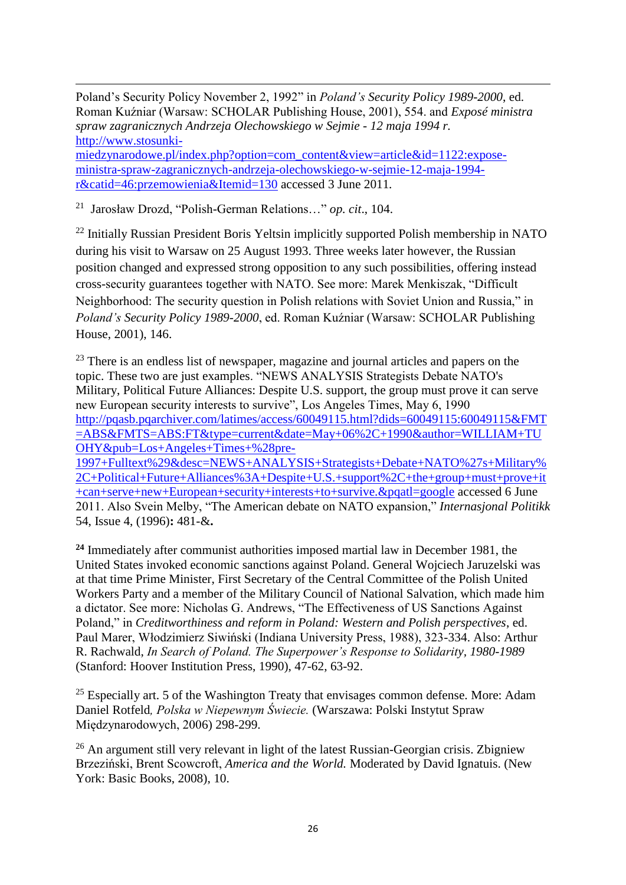Poland's Security Policy November 2, 1992" in *Poland's Security Policy 1989-2000*, ed. Roman Kuźniar (Warsaw: SCHOLAR Publishing House, 2001), 554. and *Exposé ministra spraw zagranicznych Andrzeja Olechowskiego w Sejmie - 12 maja 1994 r.* http://www.stosunki-miedzynarodowe.pl/index.php?option=com_content&view=article&id=1122:expose-ministra-spraw-zagranicznych-andrzeja-olechowskiego-w-sejmie-12-maja-1994-r&catid=46:przemowienia&Itemid=130 accessed 3 June 2011.

[21] Jarosław Drozd, "Polish-German Relations…" *op. cit*., 104.

[22] Initially Russian President Boris Yeltsin implicitly supported Polish membership in NATO during his visit to Warsaw on 25 August 1993. Three weeks later however, the Russian position changed and expressed strong opposition to any such possibilities, offering instead cross-security guarantees together with NATO. See more: Marek Menkiszak, "Difficult Neighborhood: The security question in Polish relations with Soviet Union and Russia," in *Poland's Security Policy 1989-2000*, ed. Roman Kuźniar (Warsaw: SCHOLAR Publishing House, 2001), 146.

[23] There is an endless list of newspaper, magazine and journal articles and papers on the topic. These two are just examples. "NEWS ANALYSIS Strategists Debate NATO's Military, Political Future Alliances: Despite U.S. support, the group must prove it can serve new European security interests to survive", Los Angeles Times, May 6, 1990 http://pqasb.pqarchiver.com/latimes/access/60049115.html?dids=60049115:60049115&FMT=ABS&FMTS=ABS:FT&type=current&date=May+06%2C+1990&author=WILLIAM+TUOHY&pub=Los+Angeles+Times+%28pre-1997+Fulltext%29&desc=NEWS+ANALYSIS+Strategists+Debate+NATO%27s+Military%2C+Political+Future+Alliances%3A+Despite+U.S.+support%2C+the+group+must+prove+it+can+serve+new+European+security+interests+to+survive.&pqatl=google accessed 6 June 2011. Also Svein Melby, "The American debate on NATO expansion," *Internasjonal Politikk* 54, Issue 4, (1996)**:** 481-&**.**

**[24]** Immediately after communist authorities imposed martial law in December 1981, the United States invoked economic sanctions against Poland. General Wojciech Jaruzelski was at that time Prime Minister, First Secretary of the Central Committee of the Polish United Workers Party and a member of the Military Council of National Salvation, which made him a dictator. See more: Nicholas G. Andrews, "The Effectiveness of US Sanctions Against Poland," in *Creditworthiness and reform in Poland: Western and Polish perspectives*, ed. Paul Marer, Włodzimierz Siwiński (Indiana University Press, 1988), 323-334. Also: Arthur R. Rachwald, *In Search of Poland. The Superpower's Response to Solidarity, 1980-1989* (Stanford: Hoover Institution Press, 1990), 47-62, 63-92.

[25] Especially art. 5 of the Washington Treaty that envisages common defense. More: Adam Daniel Rotfeld*, Polska w Niepewnym Świecie.* (Warszawa: Polski Instytut Spraw Międzynarodowych, 2006) 298-299.

[26] An argument still very relevant in light of the latest Russian-Georgian crisis. Zbigniew Brzeziński, Brent Scowcroft, *America and the World.* Moderated by David Ignatuis. (New York: Basic Books, 2008), 10.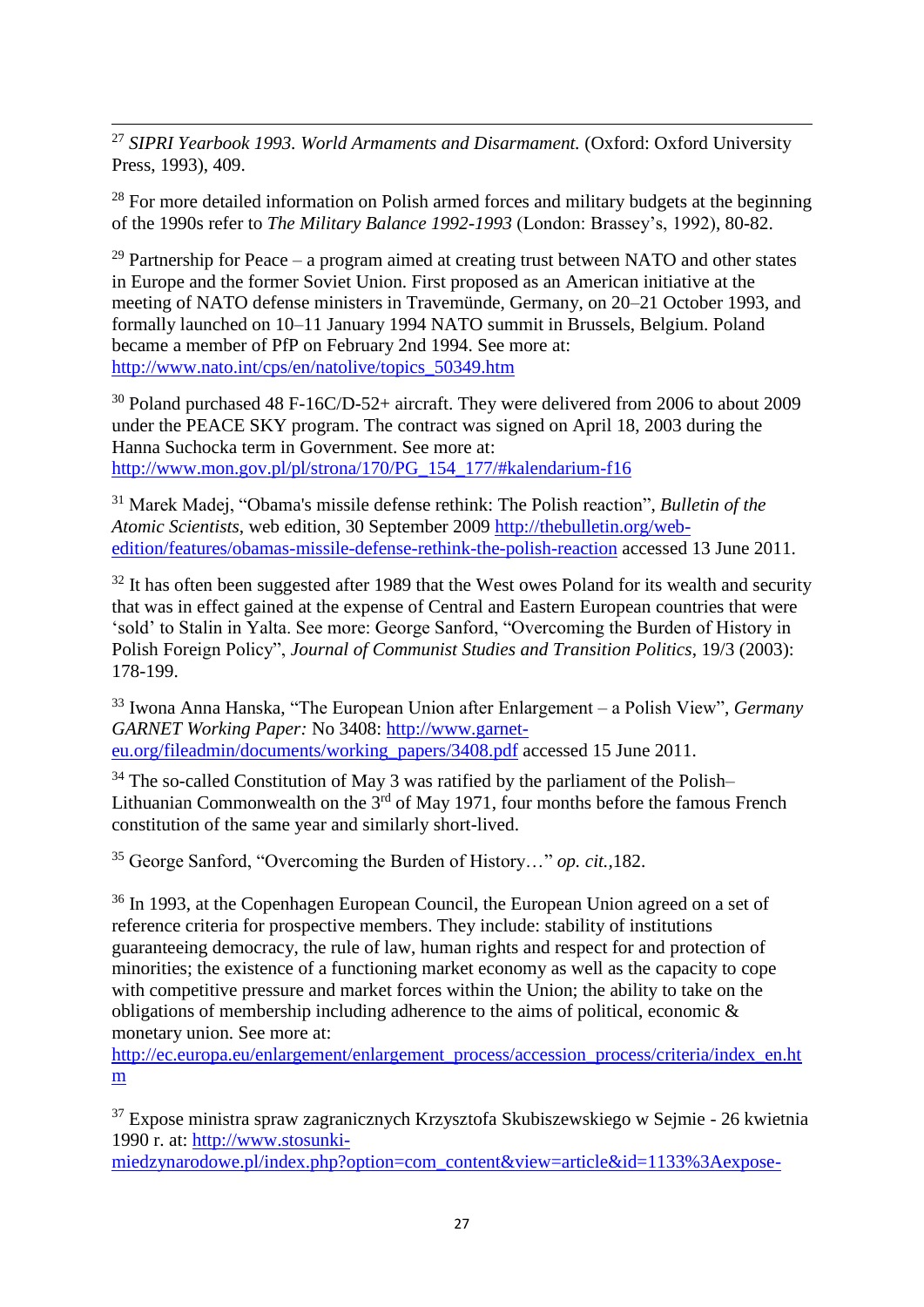[27] *SIPRI Yearbook 1993. World Armaments and Disarmament.* (Oxford: Oxford University Press, 1993), 409.

[28] For more detailed information on Polish armed forces and military budgets at the beginning of the 1990s refer to *The Military Balance 1992-1993* (London: Brassey's, 1992), 80-82.

[29] Partnership for Peace – a program aimed at creating trust between NATO and other states in Europe and the former Soviet Union. First proposed as an American initiative at the meeting of NATO defense ministers in Travemünde, Germany, on 20–21 October 1993, and formally launched on 10–11 January 1994 NATO summit in Brussels, Belgium. Poland became a member of PfP on February 2nd 1994. See more at: http://www.nato.int/cps/en/natolive/topics_50349.htm

[30] Poland purchased 48 F-16C/D-52+ aircraft. They were delivered from 2006 to about 2009 under the PEACE SKY program. The contract was signed on April 18, 2003 during the Hanna Suchocka term in Government. See more at: http://www.mon.gov.pl/pl/strona/170/PG_154_177/#kalendarium-f16

[31] Marek Madej, "Obama's missile defense rethink: The Polish reaction", *Bulletin of the Atomic Scientists*, web edition, 30 September 2009 http://thebulletin.org/web-edition/features/obamas-missile-defense-rethink-the-polish-reaction accessed 13 June 2011.

[32] It has often been suggested after 1989 that the West owes Poland for its wealth and security that was in effect gained at the expense of Central and Eastern European countries that were 'sold' to Stalin in Yalta. See more: George Sanford, "Overcoming the Burden of History in Polish Foreign Policy", *Journal of Communist Studies and Transition Politics*, 19/3 (2003): 178-199.

[33] Iwona Anna Hanska, "The European Union after Enlargement – a Polish View", *Germany GARNET Working Paper:* No 3408: http://www.garnet-eu.org/fileadmin/documents/working_papers/3408.pdf accessed 15 June 2011.

[34] The so-called Constitution of May 3 was ratified by the parliament of the Polish–Lithuanian Commonwealth on the 3rd of May 1971, four months before the famous French constitution of the same year and similarly short-lived.

[35] George Sanford, "Overcoming the Burden of History…" *op. cit.*,182.

[36] In 1993, at the Copenhagen European Council, the European Union agreed on a set of reference criteria for prospective members. They include: stability of institutions guaranteeing democracy, the rule of law, human rights and respect for and protection of minorities; the existence of a functioning market economy as well as the capacity to cope with competitive pressure and market forces within the Union; the ability to take on the obligations of membership including adherence to the aims of political, economic & monetary union. See more at: http://ec.europa.eu/enlargement/enlargement_process/accession_process/criteria/index_en.htm

[37] Expose ministra spraw zagranicznych Krzysztofa Skubiszewskiego w Sejmie - 26 kwietnia 1990 r. at: http://www.stosunki-miedzynarodowe.pl/index.php?option=com_content&view=article&id=1133%3Aexpose-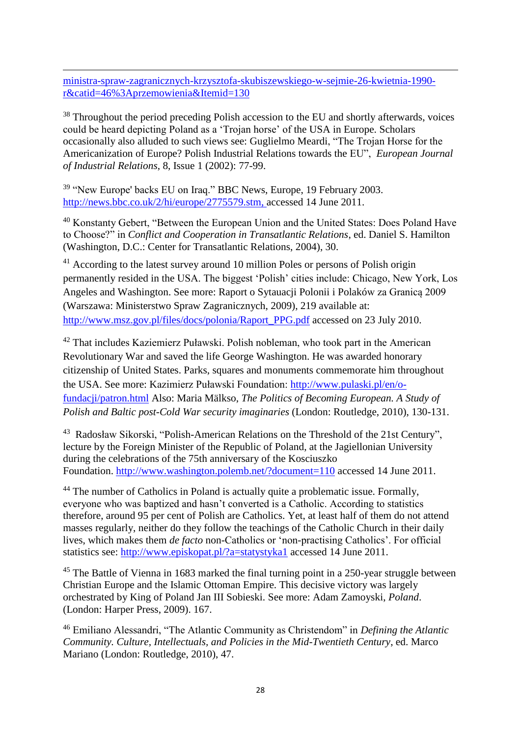ministra-spraw-zagranicznych-krzysztofa-skubiszewskiego-w-sejmie-26-kwietnia-1990-r&catid=46%3Aprzemowienia&Itemid=130

[38] Throughout the period preceding Polish accession to the EU and shortly afterwards, voices could be heard depicting Poland as a 'Trojan horse' of the USA in Europe. Scholars occasionally also alluded to such views see: Guglielmo Meardi, "The Trojan Horse for the Americanization of Europe? Polish Industrial Relations towards the EU", *European Journal of Industrial Relations*, 8, Issue 1 (2002): 77-99.

[39] "New Europe' backs EU on Iraq." BBC News, Europe, 19 February 2003. http://news.bbc.co.uk/2/hi/europe/2775579.stm, accessed 14 June 2011.

[40] Konstanty Gebert, "Between the European Union and the United States: Does Poland Have to Choose?" in *Conflict and Cooperation in Transatlantic Relations*, ed. Daniel S. Hamilton (Washington, D.C.: Center for Transatlantic Relations, 2004), 30.

[41] According to the latest survey around 10 million Poles or persons of Polish origin permanently resided in the USA. The biggest 'Polish' cities include: Chicago, New York, Los Angeles and Washington. See more: Raport o Sytauacji Polonii i Polaków za Granicą 2009 (Warszawa: Ministerstwo Spraw Zagranicznych, 2009), 219 available at: http://www.msz.gov.pl/files/docs/polonia/Raport_PPG.pdf accessed on 23 July 2010.

[42] That includes Kaziemierz Puławski. Polish nobleman, who took part in the American Revolutionary War and saved the life George Washington. He was awarded honorary citizenship of United States. Parks, squares and monuments commemorate him throughout the USA. See more: Kazimierz Puławski Foundation: http://www.pulaski.pl/en/o-fundacji/patron.html Also: Maria Mälkso, *The Politics of Becoming European. A Study of Polish and Baltic post-Cold War security imaginaries* (London: Routledge, 2010), 130-131.

[43] Radosław Sikorski, "Polish-American Relations on the Threshold of the 21st Century", lecture by the Foreign Minister of the Republic of Poland, at the Jagiellonian University during the celebrations of the 75th anniversary of the Kosciuszko Foundation. http://www.washington.polemb.net/?document=110 accessed 14 June 2011.

[44] The number of Catholics in Poland is actually quite a problematic issue. Formally, everyone who was baptized and hasn't converted is a Catholic. According to statistics therefore, around 95 per cent of Polish are Catholics. Yet, at least half of them do not attend masses regularly, neither do they follow the teachings of the Catholic Church in their daily lives, which makes them *de facto* non-Catholics or 'non-practising Catholics'. For official statistics see: http://www.episkopat.pl/?a=statystyka1 accessed 14 June 2011.

[45] The Battle of Vienna in 1683 marked the final turning point in a 250-year struggle between Christian Europe and the Islamic Ottoman Empire. This decisive victory was largely orchestrated by King of Poland Jan III Sobieski. See more: Adam Zamoyski, *Poland*. (London: Harper Press, 2009). 167.

[46] Emiliano Alessandri, "The Atlantic Community as Christendom" in *Defining the Atlantic Community. Culture, Intellectuals, and Policies in the Mid-Twentieth Century*, ed. Marco Mariano (London: Routledge, 2010), 47.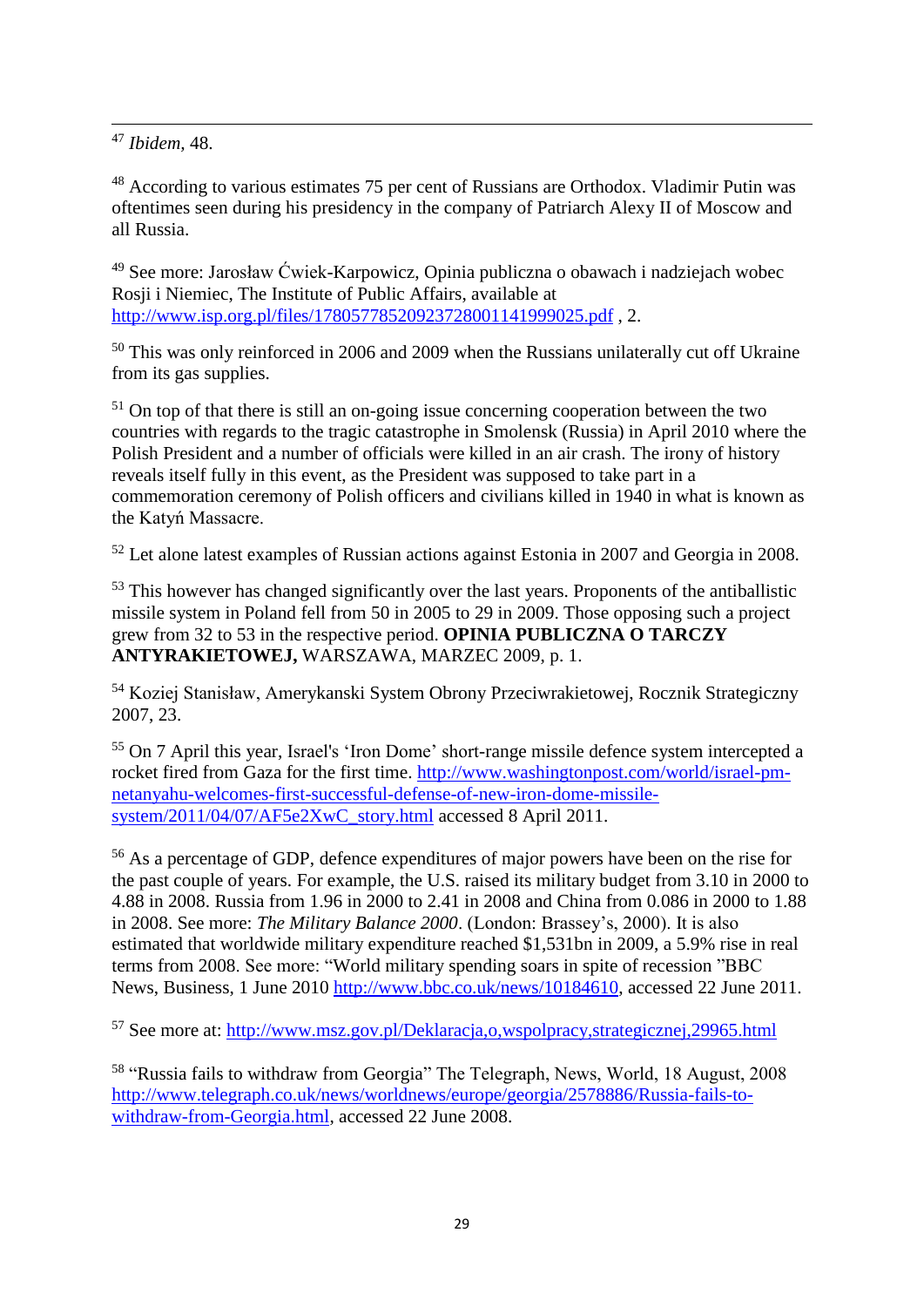[47] *Ibidem*, 48.

[48] According to various estimates 75 per cent of Russians are Orthodox. Vladimir Putin was oftentimes seen during his presidency in the company of Patriarch Alexy II of Moscow and all Russia.

[49] See more: Jarosław Ćwiek-Karpowicz, Opinia publiczna o obawach i nadziejach wobec Rosji i Niemiec, The Institute of Public Affairs, available at http://www.isp.org.pl/files/17805778520923728001141999025.pdf , 2.

[50] This was only reinforced in 2006 and 2009 when the Russians unilaterally cut off Ukraine from its gas supplies.

[51] On top of that there is still an on-going issue concerning cooperation between the two countries with regards to the tragic catastrophe in Smolensk (Russia) in April 2010 where the Polish President and a number of officials were killed in an air crash. The irony of history reveals itself fully in this event, as the President was supposed to take part in a commemoration ceremony of Polish officers and civilians killed in 1940 in what is known as the Katyń Massacre.

[52] Let alone latest examples of Russian actions against Estonia in 2007 and Georgia in 2008.

[53] This however has changed significantly over the last years. Proponents of the antiballistic missile system in Poland fell from 50 in 2005 to 29 in 2009. Those opposing such a project grew from 32 to 53 in the respective period. **OPINIA PUBLICZNA O TARCZY ANTYRAKIETOWEJ,** WARSZAWA, MARZEC 2009, p. 1.

[54] Koziej Stanisław, Amerykanski System Obrony Przeciwrakietowej, Rocznik Strategiczny 2007, 23.

[55] On 7 April this year, Israel's 'Iron Dome' short-range missile defence system intercepted a rocket fired from Gaza for the first time. http://www.washingtonpost.com/world/israel-pm-netanyahu-welcomes-first-successful-defense-of-new-iron-dome-missile-system/2011/04/07/AF5e2XwC_story.html accessed 8 April 2011.

[56] As a percentage of GDP, defence expenditures of major powers have been on the rise for the past couple of years. For example, the U.S. raised its military budget from 3.10 in 2000 to 4.88 in 2008. Russia from 1.96 in 2000 to 2.41 in 2008 and China from 0.086 in 2000 to 1.88 in 2008. See more: *The Military Balance 2000*. (London: Brassey's, 2000). It is also estimated that worldwide military expenditure reached $1,531bn in 2009, a 5.9% rise in real terms from 2008. See more: "World military spending soars in spite of recession "BBC News, Business, 1 June 2010 http://www.bbc.co.uk/news/10184610, accessed 22 June 2011.

[57] See more at: http://www.msz.gov.pl/Deklaracja,o,wspolpracy,strategicznej,29965.html

[58] "Russia fails to withdraw from Georgia" The Telegraph, News, World, 18 August, 2008 http://www.telegraph.co.uk/news/worldnews/europe/georgia/2578886/Russia-fails-to-withdraw-from-Georgia.html, accessed 22 June 2008.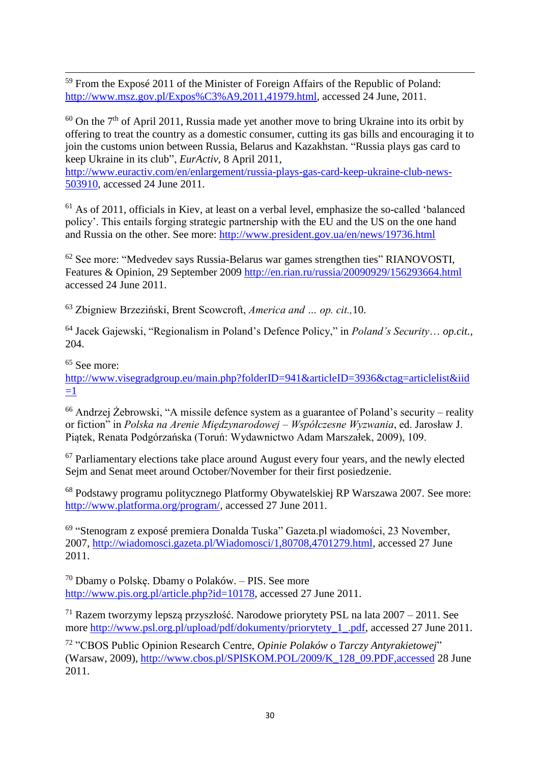[59] From the Exposé 2011 of the Minister of Foreign Affairs of the Republic of Poland: http://www.msz.gov.pl/Expos%C3%A9,2011,41979.html, accessed 24 June, 2011.

[60] On the 7th of April 2011, Russia made yet another move to bring Ukraine into its orbit by offering to treat the country as a domestic consumer, cutting its gas bills and encouraging it to join the customs union between Russia, Belarus and Kazakhstan. "Russia plays gas card to keep Ukraine in its club", *EurActiv*, 8 April 2011, http://www.euractiv.com/en/enlargement/russia-plays-gas-card-keep-ukraine-club-news-503910, accessed 24 June 2011.

[61] As of 2011, officials in Kiev, at least on a verbal level, emphasize the so-called 'balanced policy'. This entails forging strategic partnership with the EU and the US on the one hand and Russia on the other. See more: http://www.president.gov.ua/en/news/19736.html

[62] See more: "Medvedev says Russia-Belarus war games strengthen ties" RIANOVOSTI, Features & Opinion, 29 September 2009 http://en.rian.ru/russia/20090929/156293664.html accessed 24 June 2011.

[63] Zbigniew Brzeziński, Brent Scowcroft, *America and … op. cit.,*10.

[64] Jacek Gajewski, "Regionalism in Poland's Defence Policy," in *Poland's Security*… *op.cit.*, 204.

[65] See more: http://www.visegradgroup.eu/main.php?folderID=941&articleID=3936&ctag=articlelist&iid=1

[66] Andrzej Żebrowski, "A missile defence system as a guarantee of Poland's security – reality or fiction" in *Polska na Arenie Międzynarodowej – Współczesne Wyzwania*, ed. Jarosław J. Piątek, Renata Podgórzańska (Toruń: Wydawnictwo Adam Marszałek, 2009), 109.

[67] Parliamentary elections take place around August every four years, and the newly elected Sejm and Senat meet around October/November for their first posiedzenie.

[68] Podstawy programu politycznego Platformy Obywatelskiej RP Warszawa 2007. See more: http://www.platforma.org/program/, accessed 27 June 2011.

[69] "Stenogram z exposé premiera Donalda Tuska" Gazeta.pl wiadomości, 23 November, 2007, http://wiadomosci.gazeta.pl/Wiadomosci/1,80708,4701279.html, accessed 27 June 2011.

[70] Dbamy o Polskę. Dbamy o Polaków. – PIS. See more http://www.pis.org.pl/article.php?id=10178, accessed 27 June 2011.

[71] Razem tworzymy lepszą przyszłość. Narodowe priorytety PSL na lata 2007 – 2011. See more http://www.psl.org.pl/upload/pdf/dokumenty/priorytety_1_.pdf, accessed 27 June 2011.

[72] "CBOS Public Opinion Research Centre, *Opinie Polaków o Tarczy Antyrakietowej*" (Warsaw, 2009), http://www.cbos.pl/SPISKOM.POL/2009/K_128_09.PDF,accessed 28 June 2011.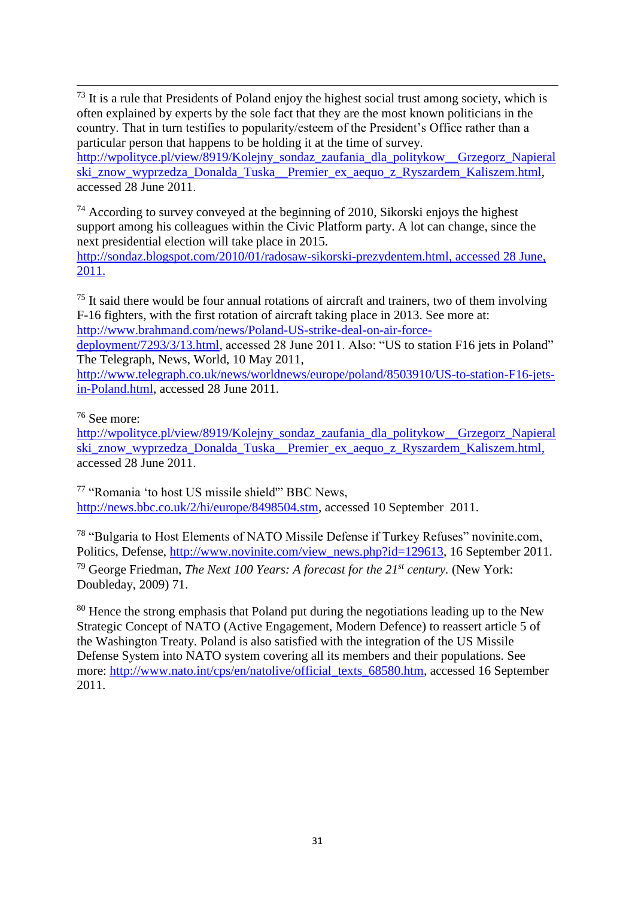[73] It is a rule that Presidents of Poland enjoy the highest social trust among society, which is often explained by experts by the sole fact that they are the most known politicians in the country. That in turn testifies to popularity/esteem of the President's Office rather than a particular person that happens to be holding it at the time of survey. http://wpolityce.pl/view/8919/Kolejny_sondaz_zaufania_dla_politykow__Grzegorz_Napieralski_znow_wyprzedza_Donalda_Tuska__Premier_ex_aequo_z_Ryszardem_Kaliszem.html, accessed 28 June 2011.

[74] According to survey conveyed at the beginning of 2010, Sikorski enjoys the highest support among his colleagues within the Civic Platform party. A lot can change, since the next presidential election will take place in 2015. http://sondaz.blogspot.com/2010/01/radosaw-sikorski-prezydentem.html, accessed 28 June, 2011.

[75] It said there would be four annual rotations of aircraft and trainers, two of them involving F-16 fighters, with the first rotation of aircraft taking place in 2013. See more at: http://www.brahmand.com/news/Poland-US-strike-deal-on-air-force-deployment/7293/3/13.html, accessed 28 June 2011. Also: "US to station F16 jets in Poland" The Telegraph, News, World, 10 May 2011, http://www.telegraph.co.uk/news/worldnews/europe/poland/8503910/US-to-station-F16-jets-in-Poland.html, accessed 28 June 2011.

[76] See more: http://wpolityce.pl/view/8919/Kolejny_sondaz_zaufania_dla_politykow__Grzegorz_Napieralski_znow_wyprzedza_Donalda_Tuska__Premier_ex_aequo_z_Ryszardem_Kaliszem.html, accessed 28 June 2011.

[77] "Romania 'to host US missile shield'" BBC News, http://news.bbc.co.uk/2/hi/europe/8498504.stm, accessed 10 September 2011.

[78] "Bulgaria to Host Elements of NATO Missile Defense if Turkey Refuses" novinite.com, Politics, Defense, http://www.novinite.com/view_news.php?id=129613, 16 September 2011.

[79] George Friedman, *The Next 100 Years: A forecast for the 21st century.* (New York: Doubleday, 2009) 71.

[80] Hence the strong emphasis that Poland put during the negotiations leading up to the New Strategic Concept of NATO (Active Engagement, Modern Defence) to reassert article 5 of the Washington Treaty. Poland is also satisfied with the integration of the US Missile Defense System into NATO system covering all its members and their populations. See more: http://www.nato.int/cps/en/natolive/official_texts_68580.htm, accessed 16 September 2011.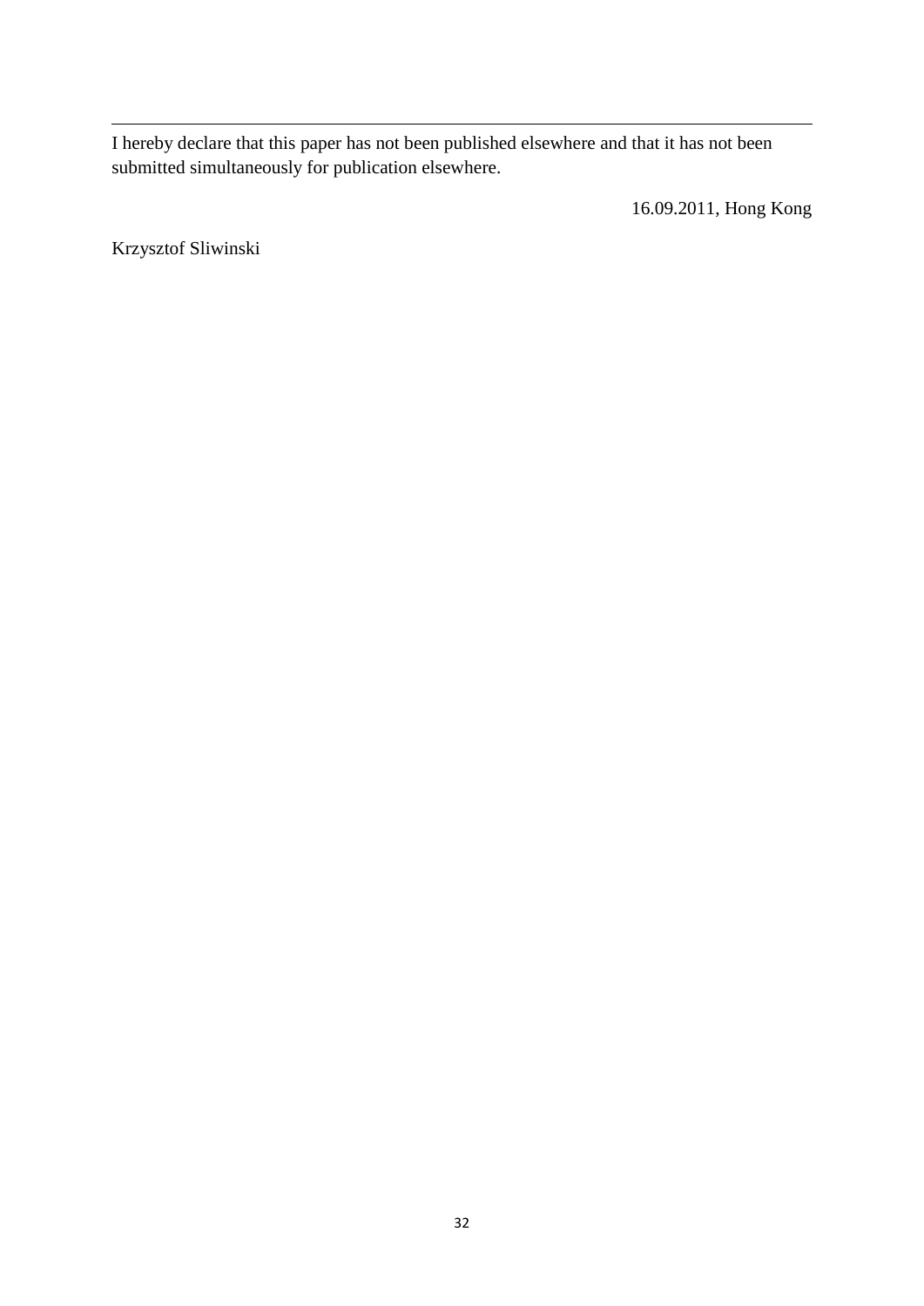---

I hereby declare that this paper has not been published elsewhere and that it has not been submitted simultaneously for publication elsewhere.

16.09.2011, Hong Kong

Krzysztof Sliwinski